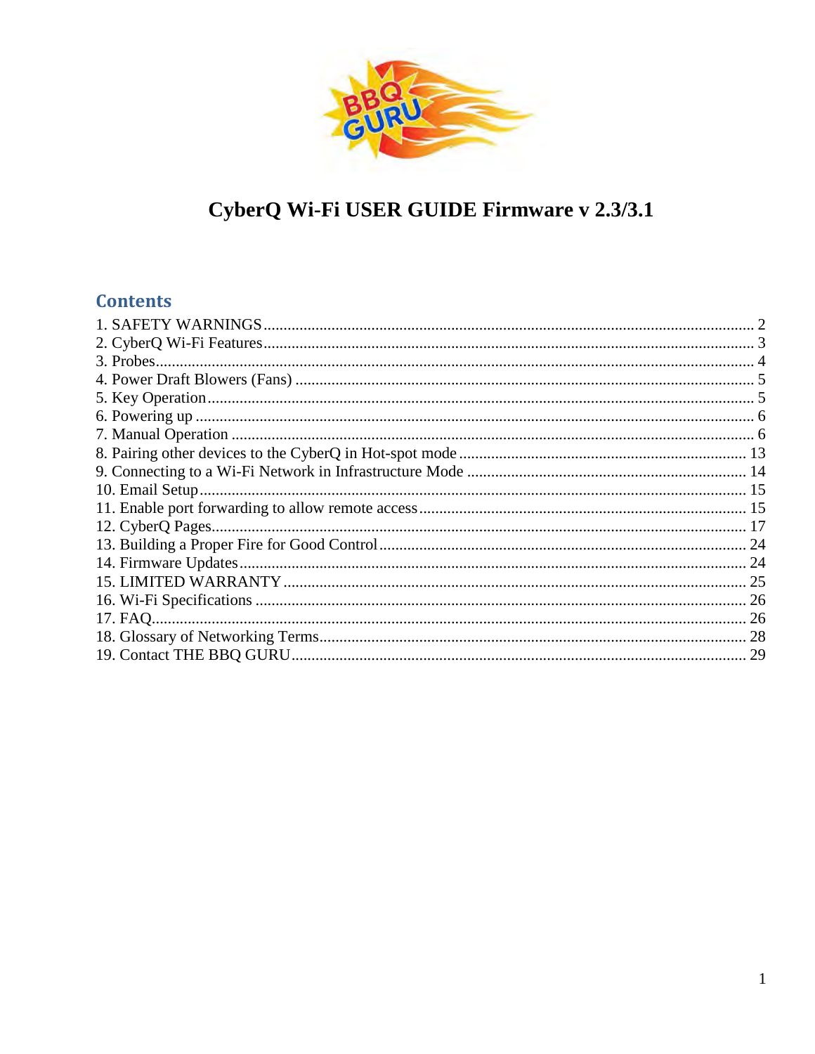# CyberQ Wi-Fi USER GUIDE Firmware v 2.3/3.1

## Contents

1. SAFETY WARNINGS ........ 2
2. CyberQ Wi-Fi Features ........ 3
3. Probes ........ 4
4. Power Draft Blowers (Fans) ........ 5
5. Key Operation ........ 5
6. Powering up ........ 6
7. Manual Operation ........ 6
8. Pairing other devices to the CyberQ in Hot-spot mode ........ 13
9. Connecting to a Wi-Fi Network in Infrastructure Mode ........ 14
10. Email Setup ........ 15
11. Enable port forwarding to allow remote access ........ 15
12. CyberQ Pages ........ 17
13. Building a Proper Fire for Good Control ........ 24
14. Firmware Updates ........ 24
15. LIMITED WARRANTY ........ 25
16. Wi-Fi Specifications ........ 26
17. FAQ ........ 26
18. Glossary of Networking Terms ........ 28
19. Contact THE BBQ GURU ........ 29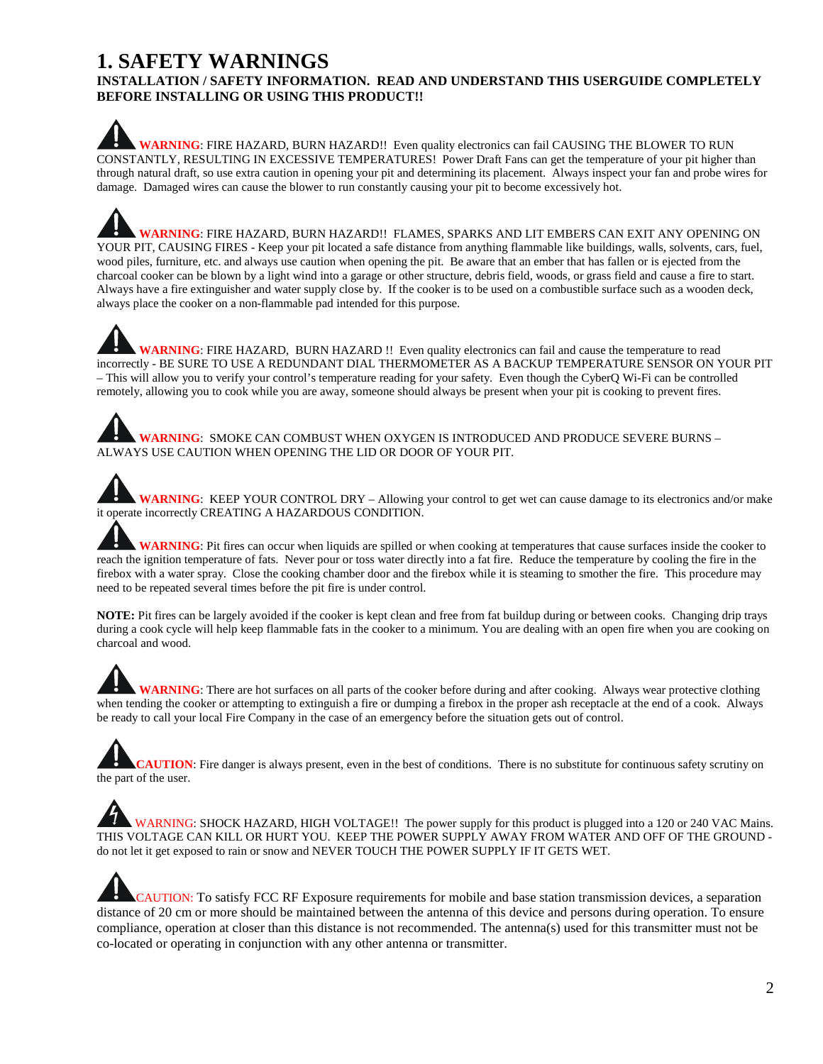# 1. SAFETY WARNINGS

**INSTALLATION / SAFETY INFORMATION. READ AND UNDERSTAND THIS USERGUIDE COMPLETELY BEFORE INSTALLING OR USING THIS PRODUCT!!**

**WARNING**: FIRE HAZARD, BURN HAZARD!! Even quality electronics can fail CAUSING THE BLOWER TO RUN CONSTANTLY, RESULTING IN EXCESSIVE TEMPERATURES! Power Draft Fans can get the temperature of your pit higher than through natural draft, so use extra caution in opening your pit and determining its placement. Always inspect your fan and probe wires for damage. Damaged wires can cause the blower to run constantly causing your pit to become excessively hot.

**WARNING**: FIRE HAZARD, BURN HAZARD!! FLAMES, SPARKS AND LIT EMBERS CAN EXIT ANY OPENING ON YOUR PIT, CAUSING FIRES - Keep your pit located a safe distance from anything flammable like buildings, walls, solvents, cars, fuel, wood piles, furniture, etc. and always use caution when opening the pit. Be aware that an ember that has fallen or is ejected from the charcoal cooker can be blown by a light wind into a garage or other structure, debris field, woods, or grass field and cause a fire to start. Always have a fire extinguisher and water supply close by. If the cooker is to be used on a combustible surface such as a wooden deck, always place the cooker on a non-flammable pad intended for this purpose.

**WARNING**: FIRE HAZARD, BURN HAZARD !! Even quality electronics can fail and cause the temperature to read incorrectly - BE SURE TO USE A REDUNDANT DIAL THERMOMETER AS A BACKUP TEMPERATURE SENSOR ON YOUR PIT – This will allow you to verify your control's temperature reading for your safety. Even though the CyberQ Wi-Fi can be controlled remotely, allowing you to cook while you are away, someone should always be present when your pit is cooking to prevent fires.

**WARNING**: SMOKE CAN COMBUST WHEN OXYGEN IS INTRODUCED AND PRODUCE SEVERE BURNS – ALWAYS USE CAUTION WHEN OPENING THE LID OR DOOR OF YOUR PIT.

**WARNING**: KEEP YOUR CONTROL DRY – Allowing your control to get wet can cause damage to its electronics and/or make it operate incorrectly CREATING A HAZARDOUS CONDITION.

**WARNING**: Pit fires can occur when liquids are spilled or when cooking at temperatures that cause surfaces inside the cooker to reach the ignition temperature of fats. Never pour or toss water directly into a fat fire. Reduce the temperature by cooling the fire in the firebox with a water spray. Close the cooking chamber door and the firebox while it is steaming to smother the fire. This procedure may need to be repeated several times before the pit fire is under control.

**NOTE:** Pit fires can be largely avoided if the cooker is kept clean and free from fat buildup during or between cooks. Changing drip trays during a cook cycle will help keep flammable fats in the cooker to a minimum. You are dealing with an open fire when you are cooking on charcoal and wood.

**WARNING**: There are hot surfaces on all parts of the cooker before during and after cooking. Always wear protective clothing when tending the cooker or attempting to extinguish a fire or dumping a firebox in the proper ash receptacle at the end of a cook. Always be ready to call your local Fire Company in the case of an emergency before the situation gets out of control.

**CAUTION**: Fire danger is always present, even in the best of conditions. There is no substitute for continuous safety scrutiny on the part of the user.

WARNING: SHOCK HAZARD, HIGH VOLTAGE!! The power supply for this product is plugged into a 120 or 240 VAC Mains. THIS VOLTAGE CAN KILL OR HURT YOU. KEEP THE POWER SUPPLY AWAY FROM WATER AND OFF OF THE GROUND - do not let it get exposed to rain or snow and NEVER TOUCH THE POWER SUPPLY IF IT GETS WET.

CAUTION: To satisfy FCC RF Exposure requirements for mobile and base station transmission devices, a separation distance of 20 cm or more should be maintained between the antenna of this device and persons during operation. To ensure compliance, operation at closer than this distance is not recommended. The antenna(s) used for this transmitter must not be co-located or operating in conjunction with any other antenna or transmitter.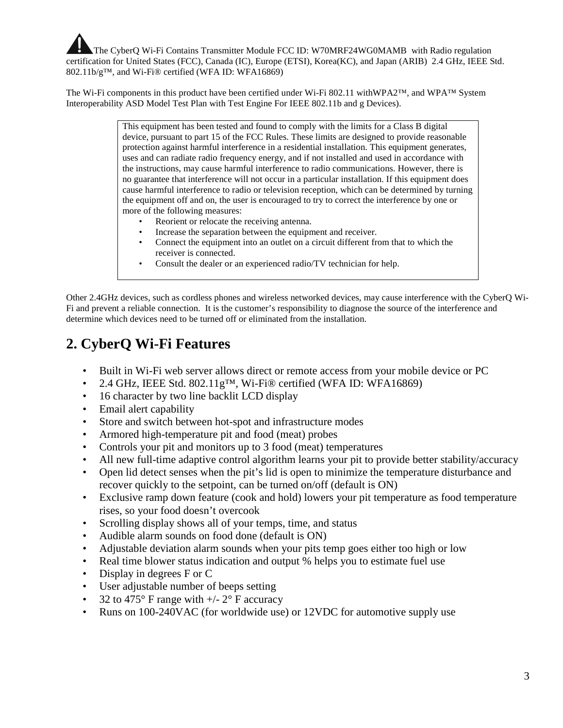⚠ The CyberQ Wi-Fi Contains Transmitter Module FCC ID: W70MRF24WG0MAMB with Radio regulation certification for United States (FCC), Canada (IC), Europe (ETSI), Korea(KC), and Japan (ARIB) 2.4 GHz, IEEE Std. 802.11b/g™, and Wi-Fi® certified (WFA ID: WFA16869)

The Wi-Fi components in this product have been certified under Wi-Fi 802.11 withWPA2™, and WPA™ System Interoperability ASD Model Test Plan with Test Engine For IEEE 802.11b and g Devices).

> This equipment has been tested and found to comply with the limits for a Class B digital device, pursuant to part 15 of the FCC Rules. These limits are designed to provide reasonable protection against harmful interference in a residential installation. This equipment generates, uses and can radiate radio frequency energy, and if not installed and used in accordance with the instructions, may cause harmful interference to radio communications. However, there is no guarantee that interference will not occur in a particular installation. If this equipment does cause harmful interference to radio or television reception, which can be determined by turning the equipment off and on, the user is encouraged to try to correct the interference by one or more of the following measures:
>
> - Reorient or relocate the receiving antenna.
> - Increase the separation between the equipment and receiver.
> - Connect the equipment into an outlet on a circuit different from that to which the receiver is connected.
> - Consult the dealer or an experienced radio/TV technician for help.

Other 2.4GHz devices, such as cordless phones and wireless networked devices, may cause interference with the CyberQ Wi-Fi and prevent a reliable connection. It is the customer's responsibility to diagnose the source of the interference and determine which devices need to be turned off or eliminated from the installation.

## 2. CyberQ Wi-Fi Features

- Built in Wi-Fi web server allows direct or remote access from your mobile device or PC
- 2.4 GHz, IEEE Std. 802.11g™, Wi-Fi® certified (WFA ID: WFA16869)
- 16 character by two line backlit LCD display
- Email alert capability
- Store and switch between hot-spot and infrastructure modes
- Armored high-temperature pit and food (meat) probes
- Controls your pit and monitors up to 3 food (meat) temperatures
- All new full-time adaptive control algorithm learns your pit to provide better stability/accuracy
- Open lid detect senses when the pit's lid is open to minimize the temperature disturbance and recover quickly to the setpoint, can be turned on/off (default is ON)
- Exclusive ramp down feature (cook and hold) lowers your pit temperature as food temperature rises, so your food doesn't overcook
- Scrolling display shows all of your temps, time, and status
- Audible alarm sounds on food done (default is ON)
- Adjustable deviation alarm sounds when your pits temp goes either too high or low
- Real time blower status indication and output % helps you to estimate fuel use
- Display in degrees F or C
- User adjustable number of beeps setting
- 32 to 475° F range with +/- 2° F accuracy
- Runs on 100-240VAC (for worldwide use) or 12VDC for automotive supply use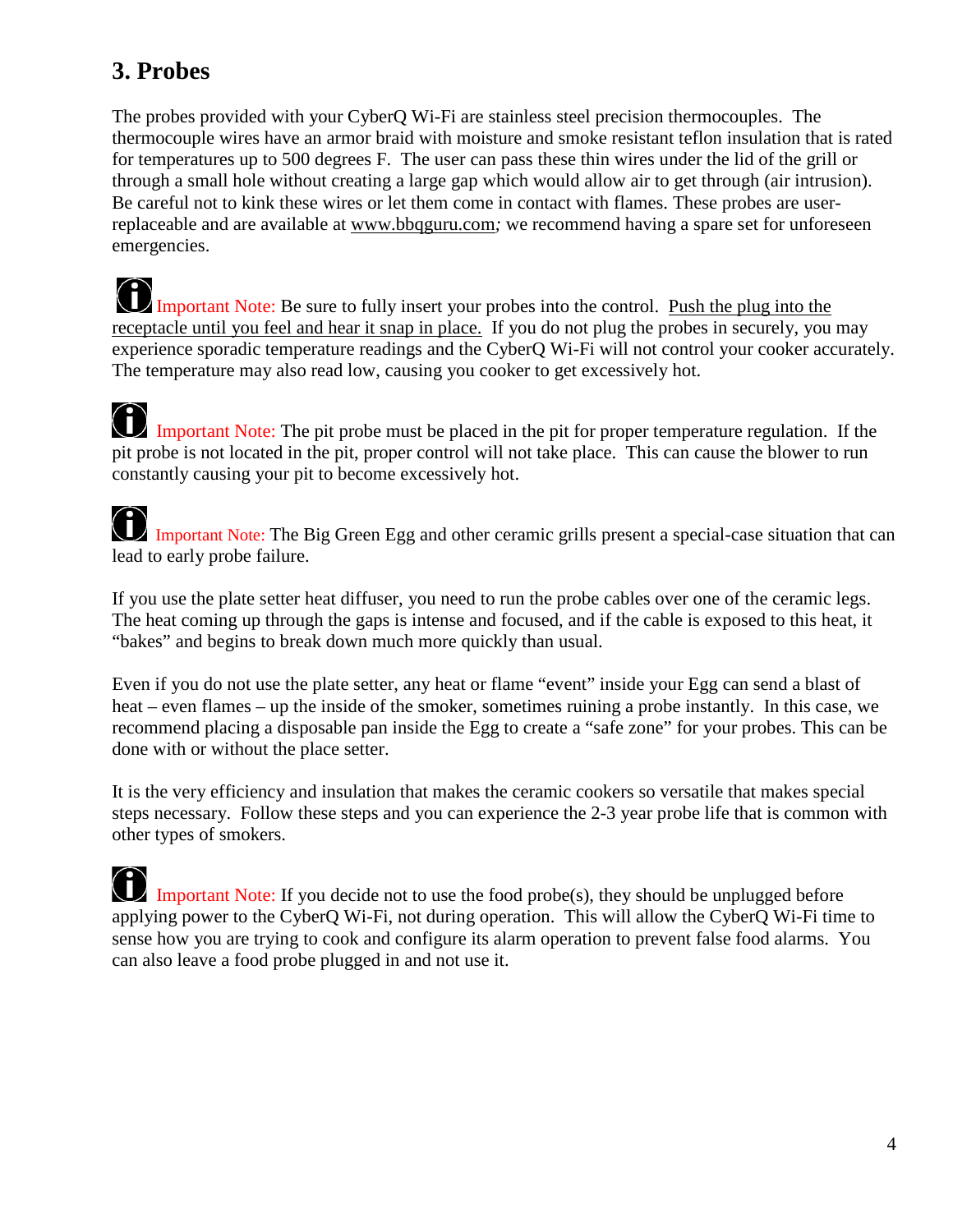## 3. Probes

The probes provided with your CyberQ Wi-Fi are stainless steel precision thermocouples. The thermocouple wires have an armor braid with moisture and smoke resistant teflon insulation that is rated for temperatures up to 500 degrees F. The user can pass these thin wires under the lid of the grill or through a small hole without creating a large gap which would allow air to get through (air intrusion). Be careful not to kink these wires or let them come in contact with flames. These probes are user-replaceable and are available at www.bbqguru.com; we recommend having a spare set for unforeseen emergencies.

Important Note: Be sure to fully insert your probes into the control. Push the plug into the receptacle until you feel and hear it snap in place. If you do not plug the probes in securely, you may experience sporadic temperature readings and the CyberQ Wi-Fi will not control your cooker accurately. The temperature may also read low, causing you cooker to get excessively hot.

Important Note: The pit probe must be placed in the pit for proper temperature regulation. If the pit probe is not located in the pit, proper control will not take place. This can cause the blower to run constantly causing your pit to become excessively hot.

Important Note: The Big Green Egg and other ceramic grills present a special-case situation that can lead to early probe failure.

If you use the plate setter heat diffuser, you need to run the probe cables over one of the ceramic legs. The heat coming up through the gaps is intense and focused, and if the cable is exposed to this heat, it "bakes" and begins to break down much more quickly than usual.

Even if you do not use the plate setter, any heat or flame "event" inside your Egg can send a blast of heat – even flames – up the inside of the smoker, sometimes ruining a probe instantly. In this case, we recommend placing a disposable pan inside the Egg to create a "safe zone" for your probes. This can be done with or without the place setter.

It is the very efficiency and insulation that makes the ceramic cookers so versatile that makes special steps necessary. Follow these steps and you can experience the 2-3 year probe life that is common with other types of smokers.

Important Note: If you decide not to use the food probe(s), they should be unplugged before applying power to the CyberQ Wi-Fi, not during operation. This will allow the CyberQ Wi-Fi time to sense how you are trying to cook and configure its alarm operation to prevent false food alarms. You can also leave a food probe plugged in and not use it.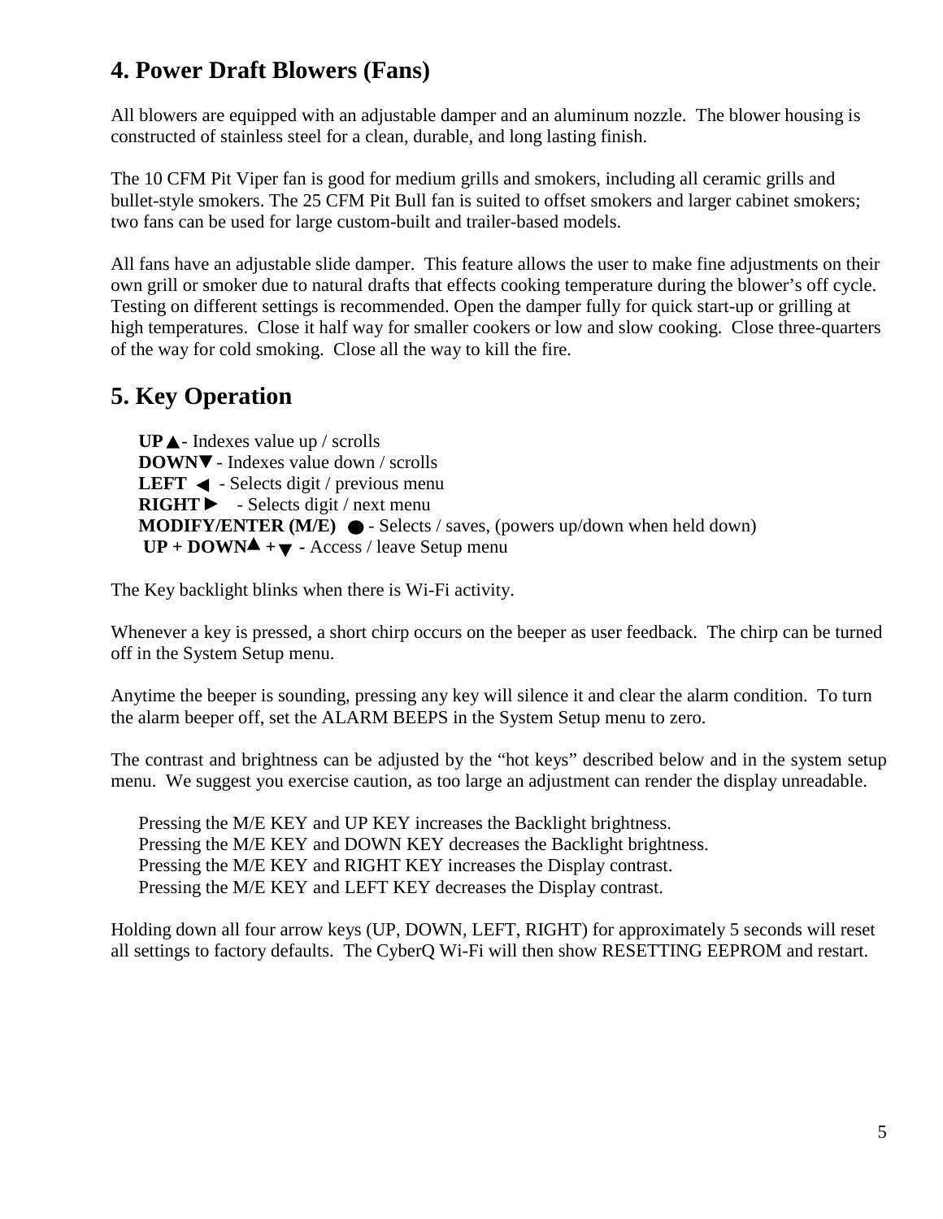## 4. Power Draft Blowers (Fans)

All blowers are equipped with an adjustable damper and an aluminum nozzle. The blower housing is constructed of stainless steel for a clean, durable, and long lasting finish.

The 10 CFM Pit Viper fan is good for medium grills and smokers, including all ceramic grills and bullet-style smokers. The 25 CFM Pit Bull fan is suited to offset smokers and larger cabinet smokers; two fans can be used for large custom-built and trailer-based models.

All fans have an adjustable slide damper. This feature allows the user to make fine adjustments on their own grill or smoker due to natural drafts that effects cooking temperature during the blower's off cycle. Testing on different settings is recommended. Open the damper fully for quick start-up or grilling at high temperatures. Close it half way for smaller cookers or low and slow cooking. Close three-quarters of the way for cold smoking. Close all the way to kill the fire.

## 5. Key Operation

**UP ▲**- Indexes value up / scrolls
**DOWN▼** - Indexes value down / scrolls
**LEFT ◄** - Selects digit / previous menu
**RIGHT ►** - Selects digit / next menu
**MODIFY/ENTER (M/E) ●** - Selects / saves, (powers up/down when held down)
**UP + DOWN▲ + ▼ -** Access / leave Setup menu

The Key backlight blinks when there is Wi-Fi activity.

Whenever a key is pressed, a short chirp occurs on the beeper as user feedback. The chirp can be turned off in the System Setup menu.

Anytime the beeper is sounding, pressing any key will silence it and clear the alarm condition. To turn the alarm beeper off, set the ALARM BEEPS in the System Setup menu to zero.

The contrast and brightness can be adjusted by the "hot keys" described below and in the system setup menu. We suggest you exercise caution, as too large an adjustment can render the display unreadable.

Pressing the M/E KEY and UP KEY increases the Backlight brightness.
Pressing the M/E KEY and DOWN KEY decreases the Backlight brightness.
Pressing the M/E KEY and RIGHT KEY increases the Display contrast.
Pressing the M/E KEY and LEFT KEY decreases the Display contrast.

Holding down all four arrow keys (UP, DOWN, LEFT, RIGHT) for approximately 5 seconds will reset all settings to factory defaults. The CyberQ Wi-Fi will then show RESETTING EEPROM and restart.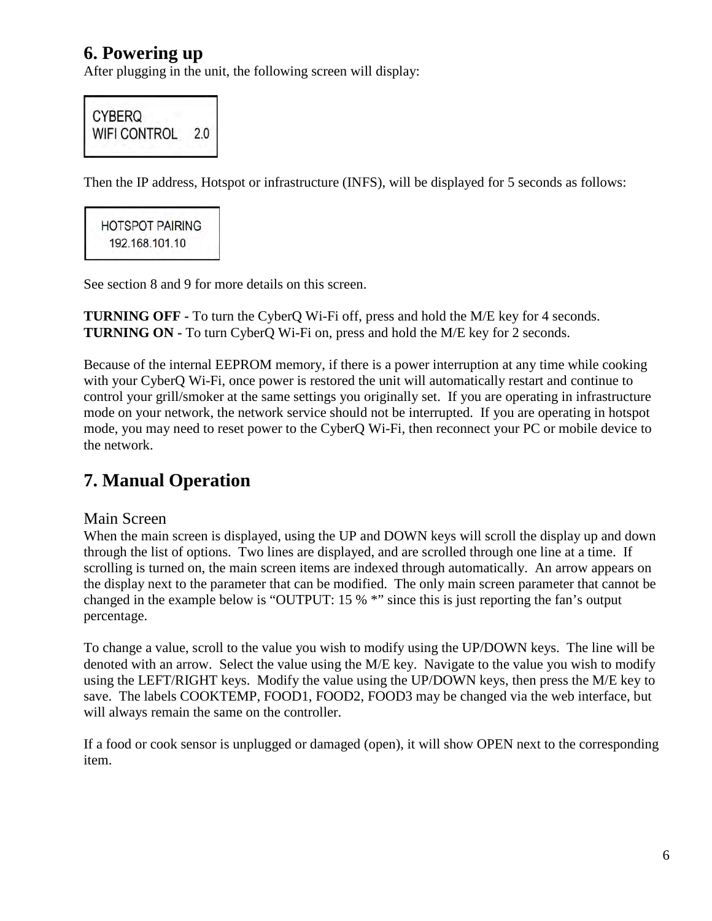## 6. Powering up

After plugging in the unit, the following screen will display:

```
CYBERQ
WIFI CONTROL    2.0
```

Then the IP address, Hotspot or infrastructure (INFS), will be displayed for 5 seconds as follows:

```
HOTSPOT PAIRING
192.168.101.10
```

See section 8 and 9 for more details on this screen.

**TURNING OFF -** To turn the CyberQ Wi-Fi off, press and hold the M/E key for 4 seconds.
**TURNING ON -** To turn CyberQ Wi-Fi on, press and hold the M/E key for 2 seconds.

Because of the internal EEPROM memory, if there is a power interruption at any time while cooking with your CyberQ Wi-Fi, once power is restored the unit will automatically restart and continue to control your grill/smoker at the same settings you originally set. If you are operating in infrastructure mode on your network, the network service should not be interrupted. If you are operating in hotspot mode, you may need to reset power to the CyberQ Wi-Fi, then reconnect your PC or mobile device to the network.

## 7. Manual Operation

### Main Screen

When the main screen is displayed, using the UP and DOWN keys will scroll the display up and down through the list of options. Two lines are displayed, and are scrolled through one line at a time. If scrolling is turned on, the main screen items are indexed through automatically. An arrow appears on the display next to the parameter that can be modified. The only main screen parameter that cannot be changed in the example below is "OUTPUT: 15 % *" since this is just reporting the fan's output percentage.

To change a value, scroll to the value you wish to modify using the UP/DOWN keys. The line will be denoted with an arrow. Select the value using the M/E key. Navigate to the value you wish to modify using the LEFT/RIGHT keys. Modify the value using the UP/DOWN keys, then press the M/E key to save. The labels COOKTEMP, FOOD1, FOOD2, FOOD3 may be changed via the web interface, but will always remain the same on the controller.

If a food or cook sensor is unplugged or damaged (open), it will show OPEN next to the corresponding item.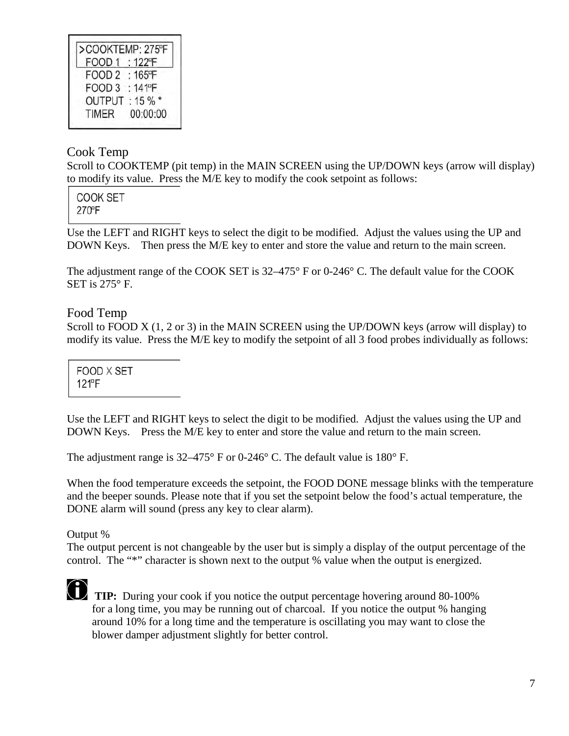```
>COOKTEMP: 275ºF
 FOOD 1  : 122ºF
 FOOD 2  : 165ºF
 FOOD 3  : 141ºF
 OUTPUT  : 15 % *
 TIMER     00:00:00
```

## Cook Temp

Scroll to COOKTEMP (pit temp) in the MAIN SCREEN using the UP/DOWN keys (arrow will display) to modify its value. Press the M/E key to modify the cook setpoint as follows:

```
COOK SET
270ºF
```

Use the LEFT and RIGHT keys to select the digit to be modified. Adjust the values using the UP and DOWN Keys. Then press the M/E key to enter and store the value and return to the main screen.

The adjustment range of the COOK SET is 32–475° F or 0-246° C. The default value for the COOK SET is 275° F.

## Food Temp

Scroll to FOOD X (1, 2 or 3) in the MAIN SCREEN using the UP/DOWN keys (arrow will display) to modify its value. Press the M/E key to modify the setpoint of all 3 food probes individually as follows:

```
FOOD X SET
121ºF
```

Use the LEFT and RIGHT keys to select the digit to be modified. Adjust the values using the UP and DOWN Keys. Press the M/E key to enter and store the value and return to the main screen.

The adjustment range is 32–475° F or 0-246° C. The default value is 180° F.

When the food temperature exceeds the setpoint, the FOOD DONE message blinks with the temperature and the beeper sounds. Please note that if you set the setpoint below the food's actual temperature, the DONE alarm will sound (press any key to clear alarm).

Output %

The output percent is not changeable by the user but is simply a display of the output percentage of the control. The "*" character is shown next to the output % value when the output is energized.

**TIP:** During your cook if you notice the output percentage hovering around 80-100% for a long time, you may be running out of charcoal. If you notice the output % hanging around 10% for a long time and the temperature is oscillating you may want to close the blower damper adjustment slightly for better control.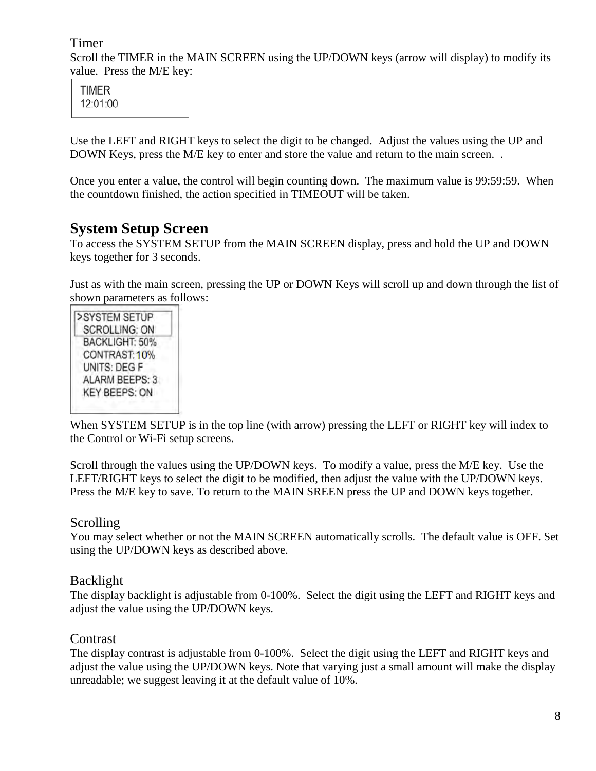### Timer

Scroll the TIMER in the MAIN SCREEN using the UP/DOWN keys (arrow will display) to modify its value. Press the M/E key:

```
TIMER
12:01:00
```

Use the LEFT and RIGHT keys to select the digit to be changed. Adjust the values using the UP and DOWN Keys, press the M/E key to enter and store the value and return to the main screen. .

Once you enter a value, the control will begin counting down. The maximum value is 99:59:59. When the countdown finished, the action specified in TIMEOUT will be taken.

## System Setup Screen

To access the SYSTEM SETUP from the MAIN SCREEN display, press and hold the UP and DOWN keys together for 3 seconds.

Just as with the main screen, pressing the UP or DOWN Keys will scroll up and down through the list of shown parameters as follows:

```
>SYSTEM SETUP
 SCROLLING: ON
 BACKLIGHT: 50%
 CONTRAST: 10%
 UNITS: DEG F
 ALARM BEEPS: 3
 KEY BEEPS: ON
```

When SYSTEM SETUP is in the top line (with arrow) pressing the LEFT or RIGHT key will index to the Control or Wi-Fi setup screens.

Scroll through the values using the UP/DOWN keys. To modify a value, press the M/E key. Use the LEFT/RIGHT keys to select the digit to be modified, then adjust the value with the UP/DOWN keys. Press the M/E key to save. To return to the MAIN SREEN press the UP and DOWN keys together.

### Scrolling

You may select whether or not the MAIN SCREEN automatically scrolls. The default value is OFF. Set using the UP/DOWN keys as described above.

### Backlight

The display backlight is adjustable from 0-100%. Select the digit using the LEFT and RIGHT keys and adjust the value using the UP/DOWN keys.

### Contrast

The display contrast is adjustable from 0-100%. Select the digit using the LEFT and RIGHT keys and adjust the value using the UP/DOWN keys. Note that varying just a small amount will make the display unreadable; we suggest leaving it at the default value of 10%.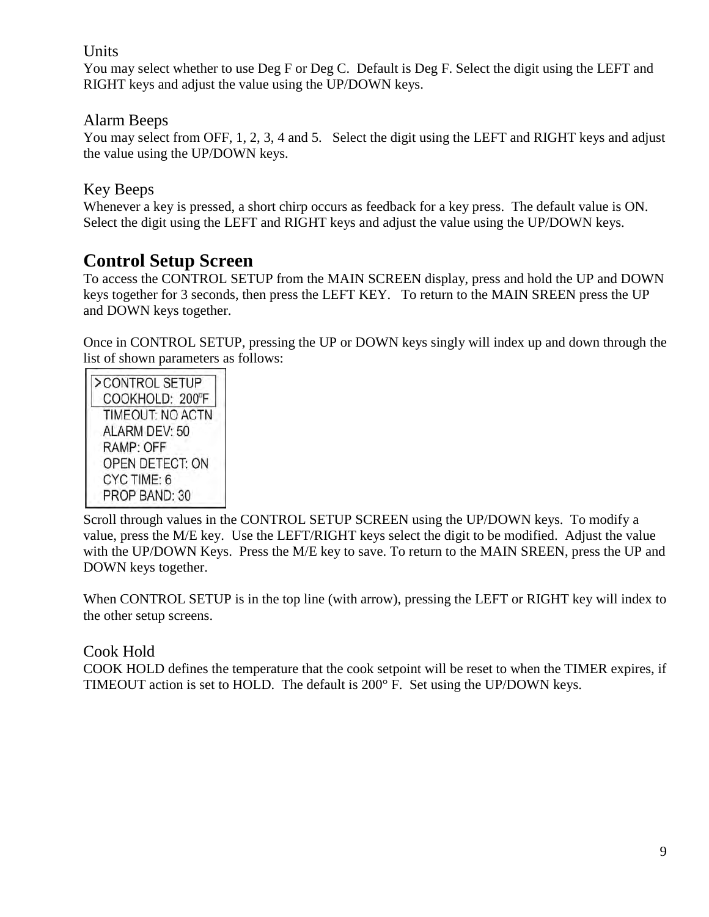### Units

You may select whether to use Deg F or Deg C. Default is Deg F. Select the digit using the LEFT and RIGHT keys and adjust the value using the UP/DOWN keys.

### Alarm Beeps

You may select from OFF, 1, 2, 3, 4 and 5. Select the digit using the LEFT and RIGHT keys and adjust the value using the UP/DOWN keys.

### Key Beeps

Whenever a key is pressed, a short chirp occurs as feedback for a key press. The default value is ON. Select the digit using the LEFT and RIGHT keys and adjust the value using the UP/DOWN keys.

## Control Setup Screen

To access the CONTROL SETUP from the MAIN SCREEN display, press and hold the UP and DOWN keys together for 3 seconds, then press the LEFT KEY. To return to the MAIN SREEN press the UP and DOWN keys together.

Once in CONTROL SETUP, pressing the UP or DOWN keys singly will index up and down through the list of shown parameters as follows:

```
>CONTROL SETUP
 COOKHOLD: 200°F
 TIMEOUT: NO ACTN
 ALARM DEV: 50
 RAMP: OFF
 OPEN DETECT: ON
 CYC TIME: 6
 PROP BAND: 30
```

Scroll through values in the CONTROL SETUP SCREEN using the UP/DOWN keys. To modify a value, press the M/E key. Use the LEFT/RIGHT keys select the digit to be modified. Adjust the value with the UP/DOWN Keys. Press the M/E key to save. To return to the MAIN SREEN, press the UP and DOWN keys together.

When CONTROL SETUP is in the top line (with arrow), pressing the LEFT or RIGHT key will index to the other setup screens.

### Cook Hold

COOK HOLD defines the temperature that the cook setpoint will be reset to when the TIMER expires, if TIMEOUT action is set to HOLD. The default is 200° F. Set using the UP/DOWN keys.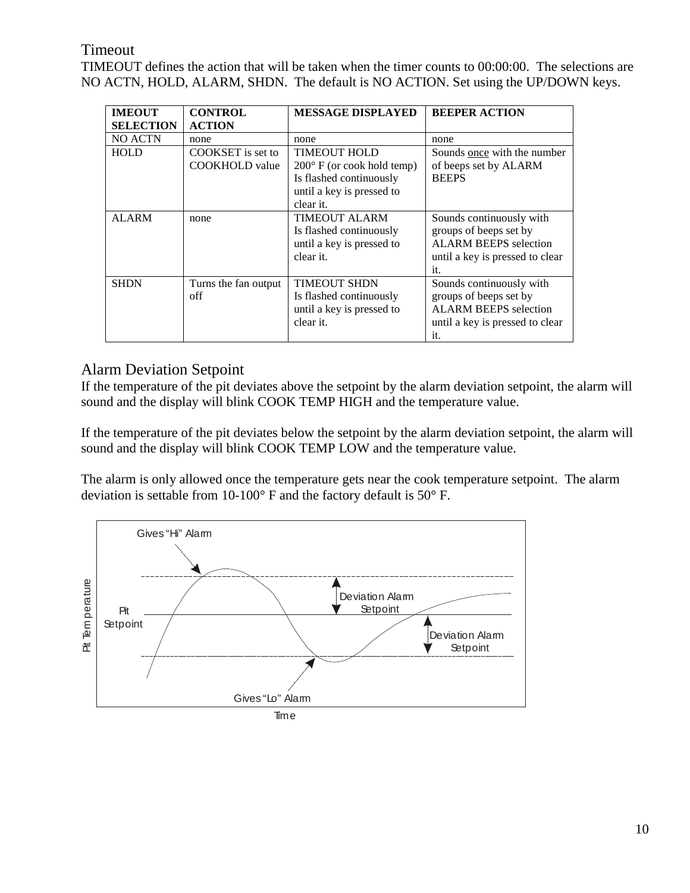## Timeout

TIMEOUT defines the action that will be taken when the timer counts to 00:00:00. The selections are NO ACTN, HOLD, ALARM, SHDN. The default is NO ACTION. Set using the UP/DOWN keys.

| IMEOUT SELECTION | CONTROL ACTION | MESSAGE DISPLAYED | BEEPER ACTION |
|---|---|---|---|
| NO ACTN | none | none | none |
| HOLD | COOKSET is set to COOKHOLD value | TIMEOUT HOLD 200° F (or cook hold temp) Is flashed continuously until a key is pressed to clear it. | Sounds once with the number of beeps set by ALARM BEEPS |
| ALARM | none | TIMEOUT ALARM Is flashed continuously until a key is pressed to clear it. | Sounds continuously with groups of beeps set by ALARM BEEPS selection until a key is pressed to clear it. |
| SHDN | Turns the fan output off | TIMEOUT SHDN Is flashed continuously until a key is pressed to clear it. | Sounds continuously with groups of beeps set by ALARM BEEPS selection until a key is pressed to clear it. |

## Alarm Deviation Setpoint

If the temperature of the pit deviates above the setpoint by the alarm deviation setpoint, the alarm will sound and the display will blink COOK TEMP HIGH and the temperature value.

If the temperature of the pit deviates below the setpoint by the alarm deviation setpoint, the alarm will sound and the display will blink COOK TEMP LOW and the temperature value.

The alarm is only allowed once the temperature gets near the cook temperature setpoint. The alarm deviation is settable from 10-100° F and the factory default is 50° F.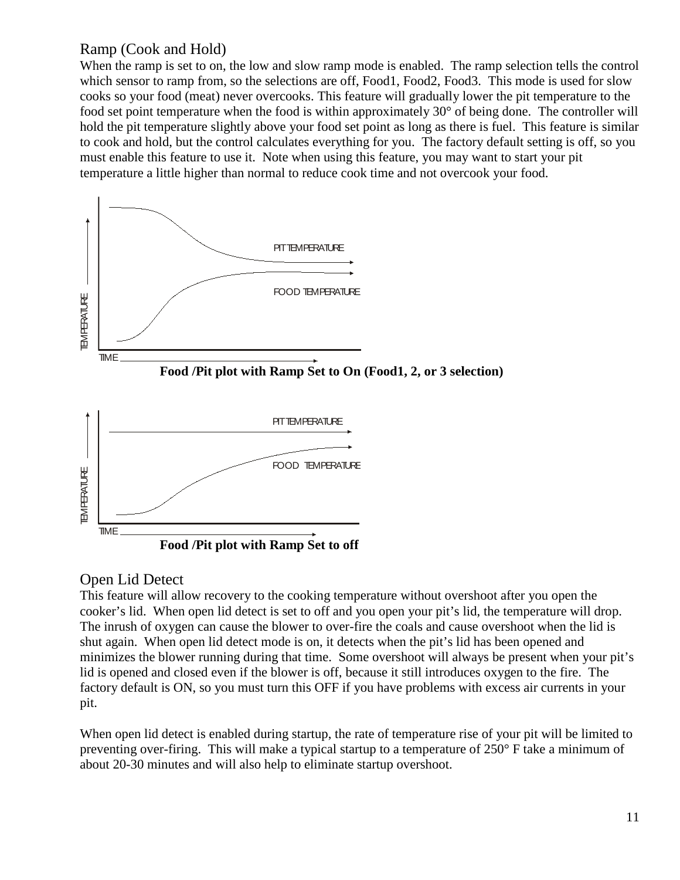## Ramp (Cook and Hold)

When the ramp is set to on, the low and slow ramp mode is enabled. The ramp selection tells the control which sensor to ramp from, so the selections are off, Food1, Food2, Food3. This mode is used for slow cooks so your food (meat) never overcooks. This feature will gradually lower the pit temperature to the food set point temperature when the food is within approximately 30° of being done. The controller will hold the pit temperature slightly above your food set point as long as there is fuel. This feature is similar to cook and hold, but the control calculates everything for you. The factory default setting is off, so you must enable this feature to use it. Note when using this feature, you may want to start your pit temperature a little higher than normal to reduce cook time and not overcook your food.

PIT TEMPERATURE

FOOD TEMPERATURE

TEMPERATURE

TIME

**Food /Pit plot with Ramp Set to On (Food1, 2, or 3 selection)**

PIT TEMPERATURE

FOOD TEMPERATURE

TEMPERATURE

TIME

**Food /Pit plot with Ramp Set to off**

## Open Lid Detect

This feature will allow recovery to the cooking temperature without overshoot after you open the cooker's lid. When open lid detect is set to off and you open your pit's lid, the temperature will drop. The inrush of oxygen can cause the blower to over-fire the coals and cause overshoot when the lid is shut again. When open lid detect mode is on, it detects when the pit's lid has been opened and minimizes the blower running during that time. Some overshoot will always be present when your pit's lid is opened and closed even if the blower is off, because it still introduces oxygen to the fire. The factory default is ON, so you must turn this OFF if you have problems with excess air currents in your pit.

When open lid detect is enabled during startup, the rate of temperature rise of your pit will be limited to preventing over-firing. This will make a typical startup to a temperature of 250° F take a minimum of about 20-30 minutes and will also help to eliminate startup overshoot.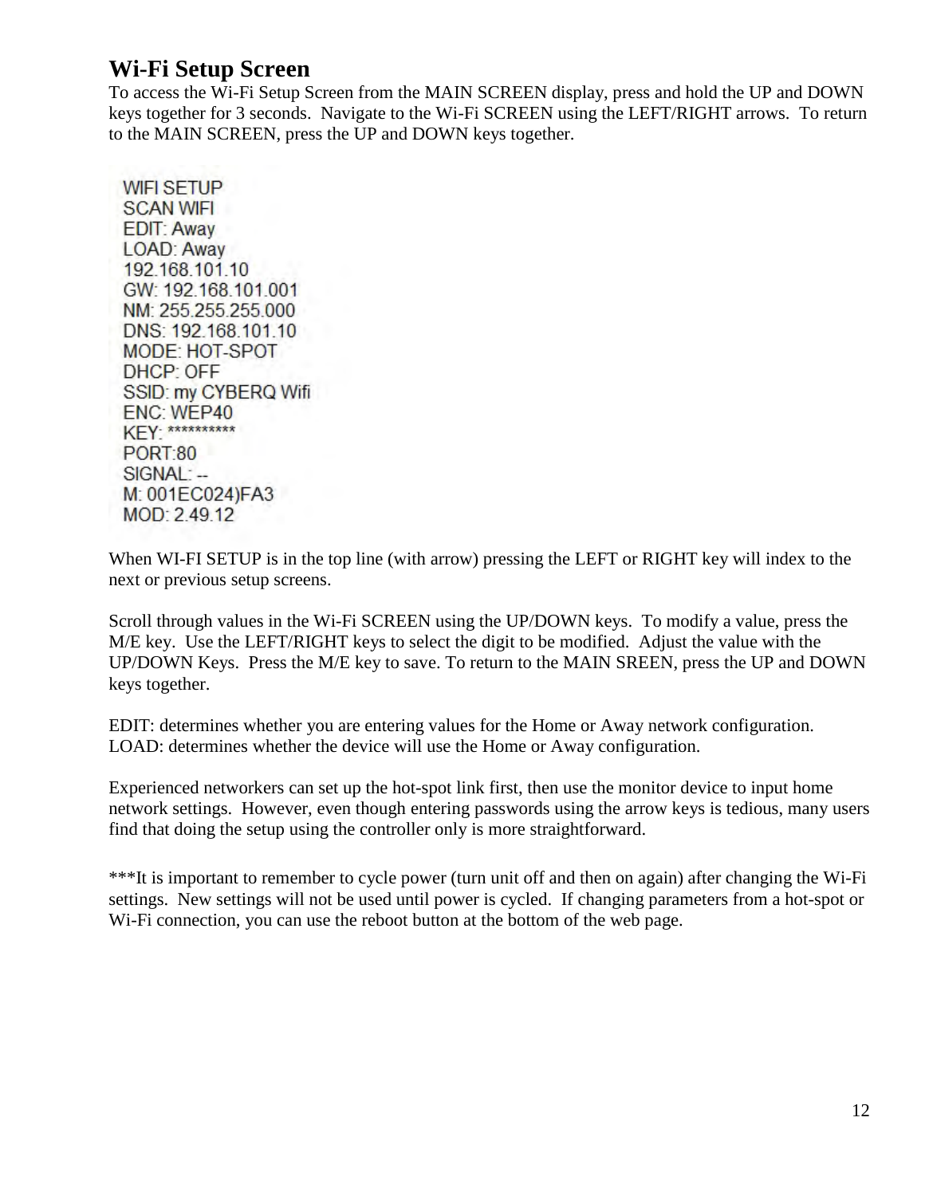## Wi-Fi Setup Screen

To access the Wi-Fi Setup Screen from the MAIN SCREEN display, press and hold the UP and DOWN keys together for 3 seconds. Navigate to the Wi-Fi SCREEN using the LEFT/RIGHT arrows. To return to the MAIN SCREEN, press the UP and DOWN keys together.

```
WIFI SETUP
SCAN WIFI
EDIT: Away
LOAD: Away
192.168.101.10
GW: 192.168.101.001
NM: 255.255.255.000
DNS: 192.168.101.10
MODE: HOT-SPOT
DHCP: OFF
SSID: my CYBERQ Wifi
ENC: WEP40
KEY: **********
PORT:80
SIGNAL: --
M: 001EC024)FA3
MOD: 2.49.12
```

When WI-FI SETUP is in the top line (with arrow) pressing the LEFT or RIGHT key will index to the next or previous setup screens.

Scroll through values in the Wi-Fi SCREEN using the UP/DOWN keys. To modify a value, press the M/E key. Use the LEFT/RIGHT keys to select the digit to be modified. Adjust the value with the UP/DOWN Keys. Press the M/E key to save. To return to the MAIN SREEN, press the UP and DOWN keys together.

EDIT: determines whether you are entering values for the Home or Away network configuration.
LOAD: determines whether the device will use the Home or Away configuration.

Experienced networkers can set up the hot-spot link first, then use the monitor device to input home network settings. However, even though entering passwords using the arrow keys is tedious, many users find that doing the setup using the controller only is more straightforward.

***It is important to remember to cycle power (turn unit off and then on again) after changing the Wi-Fi settings. New settings will not be used until power is cycled. If changing parameters from a hot-spot or Wi-Fi connection, you can use the reboot button at the bottom of the web page.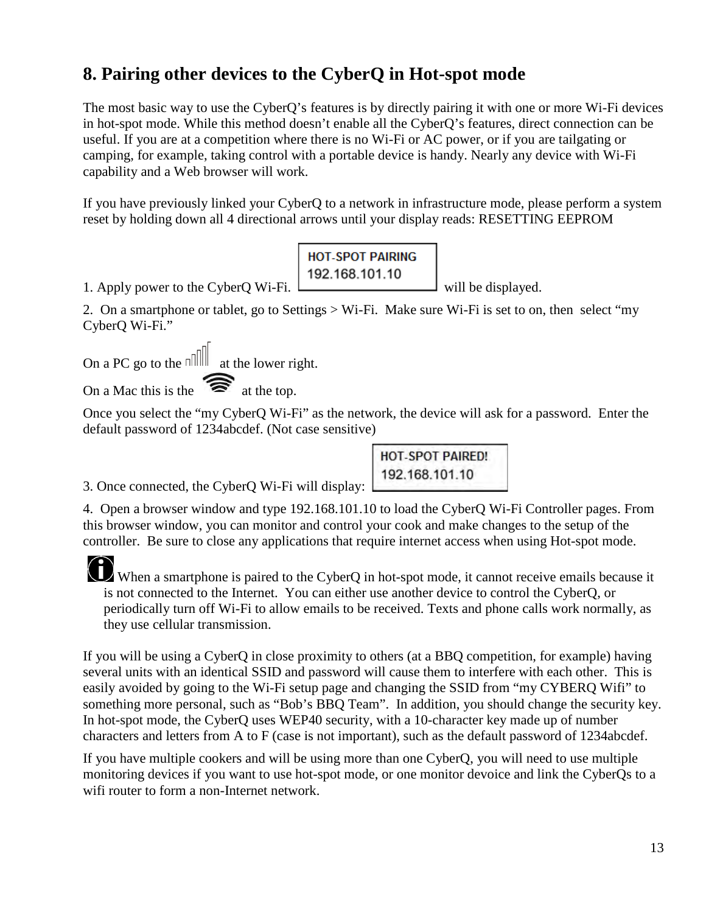## 8. Pairing other devices to the CyberQ in Hot-spot mode

The most basic way to use the CyberQ's features is by directly pairing it with one or more Wi-Fi devices in hot-spot mode. While this method doesn't enable all the CyberQ's features, direct connection can be useful. If you are at a competition where there is no Wi-Fi or AC power, or if you are tailgating or camping, for example, taking control with a portable device is handy. Nearly any device with Wi-Fi capability and a Web browser will work.

If you have previously linked your CyberQ to a network in infrastructure mode, please perform a system reset by holding down all 4 directional arrows until your display reads: RESETTING EEPROM

1. Apply power to the CyberQ Wi-Fi. HOT-SPOT PAIRING 192.168.101.10 will be displayed.

2. On a smartphone or tablet, go to Settings > Wi-Fi. Make sure Wi-Fi is set to on, then select "my CyberQ Wi-Fi."

On a PC go to the at the lower right.

On a Mac this is the at the top.

Once you select the "my CyberQ Wi-Fi" as the network, the device will ask for a password. Enter the default password of 1234abcdef. (Not case sensitive)

3. Once connected, the CyberQ Wi-Fi will display: HOT-SPOT PAIRED! 192.168.101.10

4. Open a browser window and type 192.168.101.10 to load the CyberQ Wi-Fi Controller pages. From this browser window, you can monitor and control your cook and make changes to the setup of the controller. Be sure to close any applications that require internet access when using Hot-spot mode.

When a smartphone is paired to the CyberQ in hot-spot mode, it cannot receive emails because it is not connected to the Internet. You can either use another device to control the CyberQ, or periodically turn off Wi-Fi to allow emails to be received. Texts and phone calls work normally, as they use cellular transmission.

If you will be using a CyberQ in close proximity to others (at a BBQ competition, for example) having several units with an identical SSID and password will cause them to interfere with each other. This is easily avoided by going to the Wi-Fi setup page and changing the SSID from "my CYBERQ Wifi" to something more personal, such as "Bob's BBQ Team". In addition, you should change the security key. In hot-spot mode, the CyberQ uses WEP40 security, with a 10-character key made up of number characters and letters from A to F (case is not important), such as the default password of 1234abcdef.

If you have multiple cookers and will be using more than one CyberQ, you will need to use multiple monitoring devices if you want to use hot-spot mode, or one monitor devoice and link the CyberQs to a wifi router to form a non-Internet network.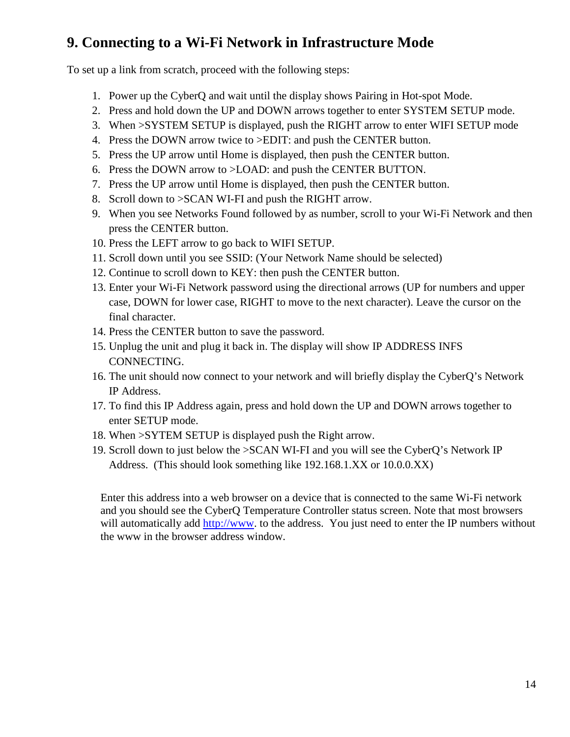## 9. Connecting to a Wi-Fi Network in Infrastructure Mode

To set up a link from scratch, proceed with the following steps:

1. Power up the CyberQ and wait until the display shows Pairing in Hot-spot Mode.
2. Press and hold down the UP and DOWN arrows together to enter SYSTEM SETUP mode.
3. When >SYSTEM SETUP is displayed, push the RIGHT arrow to enter WIFI SETUP mode
4. Press the DOWN arrow twice to >EDIT: and push the CENTER button.
5. Press the UP arrow until Home is displayed, then push the CENTER button.
6. Press the DOWN arrow to >LOAD: and push the CENTER BUTTON.
7. Press the UP arrow until Home is displayed, then push the CENTER button.
8. Scroll down to >SCAN WI-FI and push the RIGHT arrow.
9. When you see Networks Found followed by as number, scroll to your Wi-Fi Network and then press the CENTER button.
10. Press the LEFT arrow to go back to WIFI SETUP.
11. Scroll down until you see SSID: (Your Network Name should be selected)
12. Continue to scroll down to KEY: then push the CENTER button.
13. Enter your Wi-Fi Network password using the directional arrows (UP for numbers and upper case, DOWN for lower case, RIGHT to move to the next character). Leave the cursor on the final character.
14. Press the CENTER button to save the password.
15. Unplug the unit and plug it back in. The display will show IP ADDRESS INFS CONNECTING.
16. The unit should now connect to your network and will briefly display the CyberQ's Network IP Address.
17. To find this IP Address again, press and hold down the UP and DOWN arrows together to enter SETUP mode.
18. When >SYTEM SETUP is displayed push the Right arrow.
19. Scroll down to just below the >SCAN WI-FI and you will see the CyberQ's Network IP Address. (This should look something like 192.168.1.XX or 10.0.0.XX)

Enter this address into a web browser on a device that is connected to the same Wi-Fi network and you should see the CyberQ Temperature Controller status screen. Note that most browsers will automatically add http://www. to the address. You just need to enter the IP numbers without the www in the browser address window.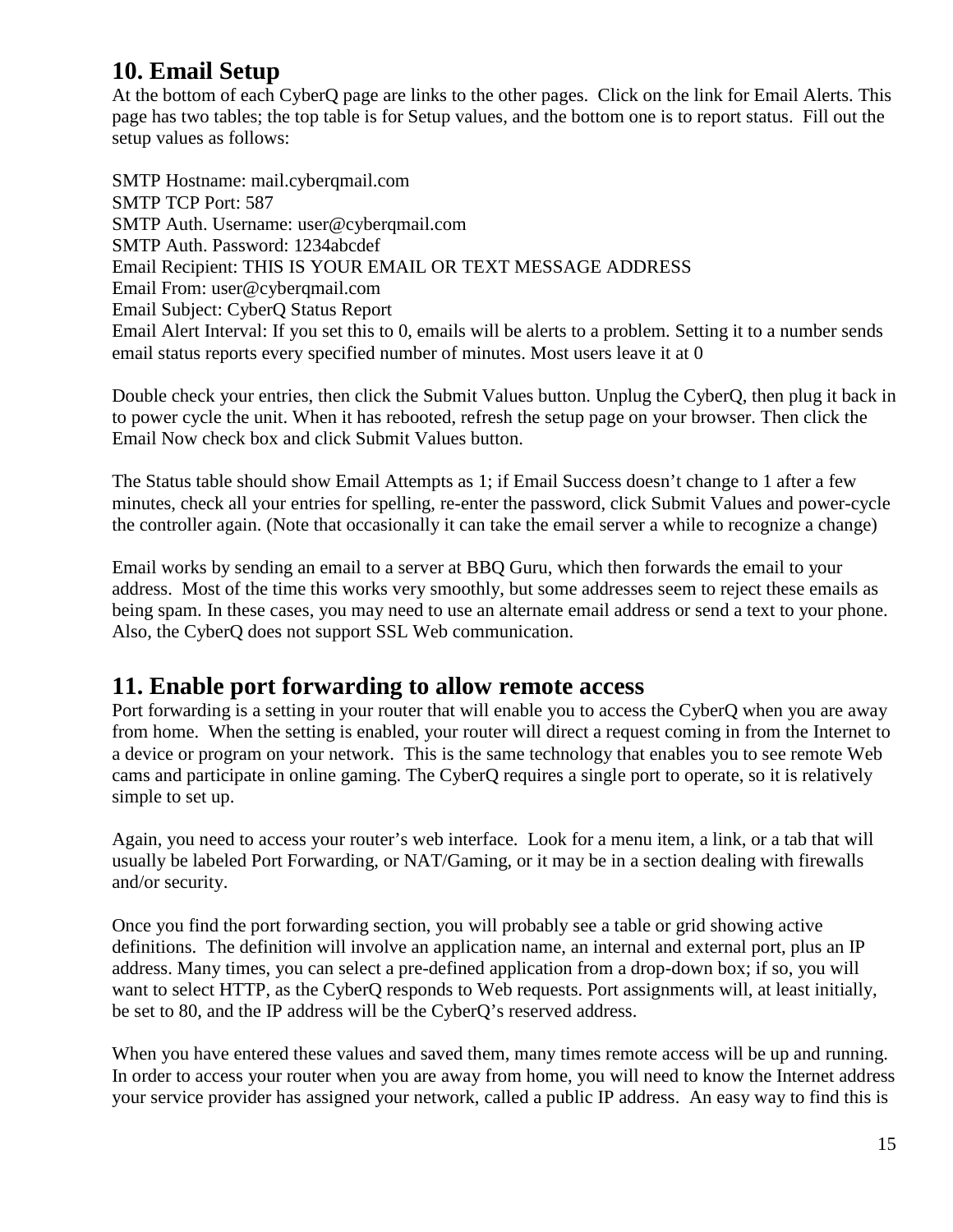## 10. Email Setup

At the bottom of each CyberQ page are links to the other pages. Click on the link for Email Alerts. This page has two tables; the top table is for Setup values, and the bottom one is to report status. Fill out the setup values as follows:

SMTP Hostname: mail.cyberqmail.com
SMTP TCP Port: 587
SMTP Auth. Username: user@cyberqmail.com
SMTP Auth. Password: 1234abcdef
Email Recipient: THIS IS YOUR EMAIL OR TEXT MESSAGE ADDRESS
Email From: user@cyberqmail.com
Email Subject: CyberQ Status Report
Email Alert Interval: If you set this to 0, emails will be alerts to a problem. Setting it to a number sends email status reports every specified number of minutes. Most users leave it at 0

Double check your entries, then click the Submit Values button. Unplug the CyberQ, then plug it back in to power cycle the unit. When it has rebooted, refresh the setup page on your browser. Then click the Email Now check box and click Submit Values button.

The Status table should show Email Attempts as 1; if Email Success doesn't change to 1 after a few minutes, check all your entries for spelling, re-enter the password, click Submit Values and power-cycle the controller again. (Note that occasionally it can take the email server a while to recognize a change)

Email works by sending an email to a server at BBQ Guru, which then forwards the email to your address. Most of the time this works very smoothly, but some addresses seem to reject these emails as being spam. In these cases, you may need to use an alternate email address or send a text to your phone. Also, the CyberQ does not support SSL Web communication.

## 11. Enable port forwarding to allow remote access

Port forwarding is a setting in your router that will enable you to access the CyberQ when you are away from home. When the setting is enabled, your router will direct a request coming in from the Internet to a device or program on your network. This is the same technology that enables you to see remote Web cams and participate in online gaming. The CyberQ requires a single port to operate, so it is relatively simple to set up.

Again, you need to access your router's web interface. Look for a menu item, a link, or a tab that will usually be labeled Port Forwarding, or NAT/Gaming, or it may be in a section dealing with firewalls and/or security.

Once you find the port forwarding section, you will probably see a table or grid showing active definitions. The definition will involve an application name, an internal and external port, plus an IP address. Many times, you can select a pre-defined application from a drop-down box; if so, you will want to select HTTP, as the CyberQ responds to Web requests. Port assignments will, at least initially, be set to 80, and the IP address will be the CyberQ's reserved address.

When you have entered these values and saved them, many times remote access will be up and running. In order to access your router when you are away from home, you will need to know the Internet address your service provider has assigned your network, called a public IP address. An easy way to find this is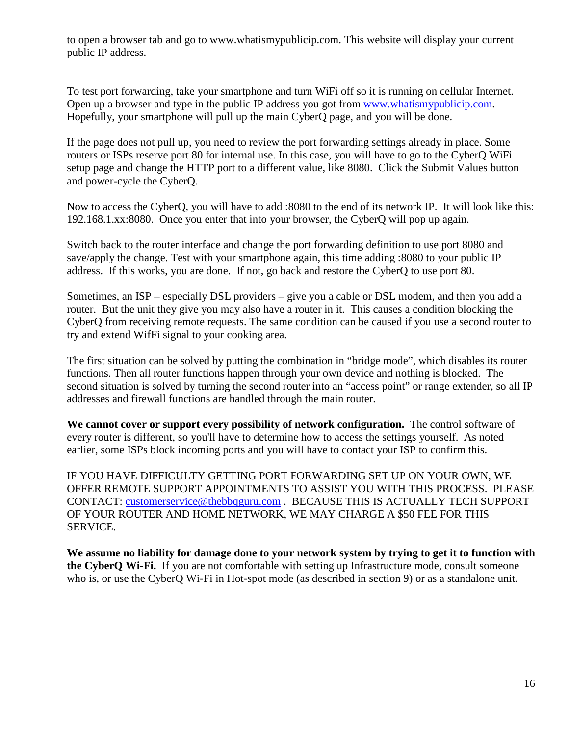to open a browser tab and go to www.whatismypublicip.com. This website will display your current public IP address.

To test port forwarding, take your smartphone and turn WiFi off so it is running on cellular Internet. Open up a browser and type in the public IP address you got from www.whatismypublicip.com. Hopefully, your smartphone will pull up the main CyberQ page, and you will be done.

If the page does not pull up, you need to review the port forwarding settings already in place. Some routers or ISPs reserve port 80 for internal use. In this case, you will have to go to the CyberQ WiFi setup page and change the HTTP port to a different value, like 8080. Click the Submit Values button and power-cycle the CyberQ.

Now to access the CyberQ, you will have to add :8080 to the end of its network IP. It will look like this: 192.168.1.xx:8080. Once you enter that into your browser, the CyberQ will pop up again.

Switch back to the router interface and change the port forwarding definition to use port 8080 and save/apply the change. Test with your smartphone again, this time adding :8080 to your public IP address. If this works, you are done. If not, go back and restore the CyberQ to use port 80.

Sometimes, an ISP – especially DSL providers – give you a cable or DSL modem, and then you add a router. But the unit they give you may also have a router in it. This causes a condition blocking the CyberQ from receiving remote requests. The same condition can be caused if you use a second router to try and extend WifFi signal to your cooking area.

The first situation can be solved by putting the combination in "bridge mode", which disables its router functions. Then all router functions happen through your own device and nothing is blocked. The second situation is solved by turning the second router into an "access point" or range extender, so all IP addresses and firewall functions are handled through the main router.

**We cannot cover or support every possibility of network configuration.** The control software of every router is different, so you'll have to determine how to access the settings yourself. As noted earlier, some ISPs block incoming ports and you will have to contact your ISP to confirm this.

IF YOU HAVE DIFFICULTY GETTING PORT FORWARDING SET UP ON YOUR OWN, WE OFFER REMOTE SUPPORT APPOINTMENTS TO ASSIST YOU WITH THIS PROCESS. PLEASE CONTACT: customerservice@thebbqguru.com . BECAUSE THIS IS ACTUALLY TECH SUPPORT OF YOUR ROUTER AND HOME NETWORK, WE MAY CHARGE A $50 FEE FOR THIS SERVICE.

**We assume no liability for damage done to your network system by trying to get it to function with the CyberQ Wi-Fi.** If you are not comfortable with setting up Infrastructure mode, consult someone who is, or use the CyberQ Wi-Fi in Hot-spot mode (as described in section 9) or as a standalone unit.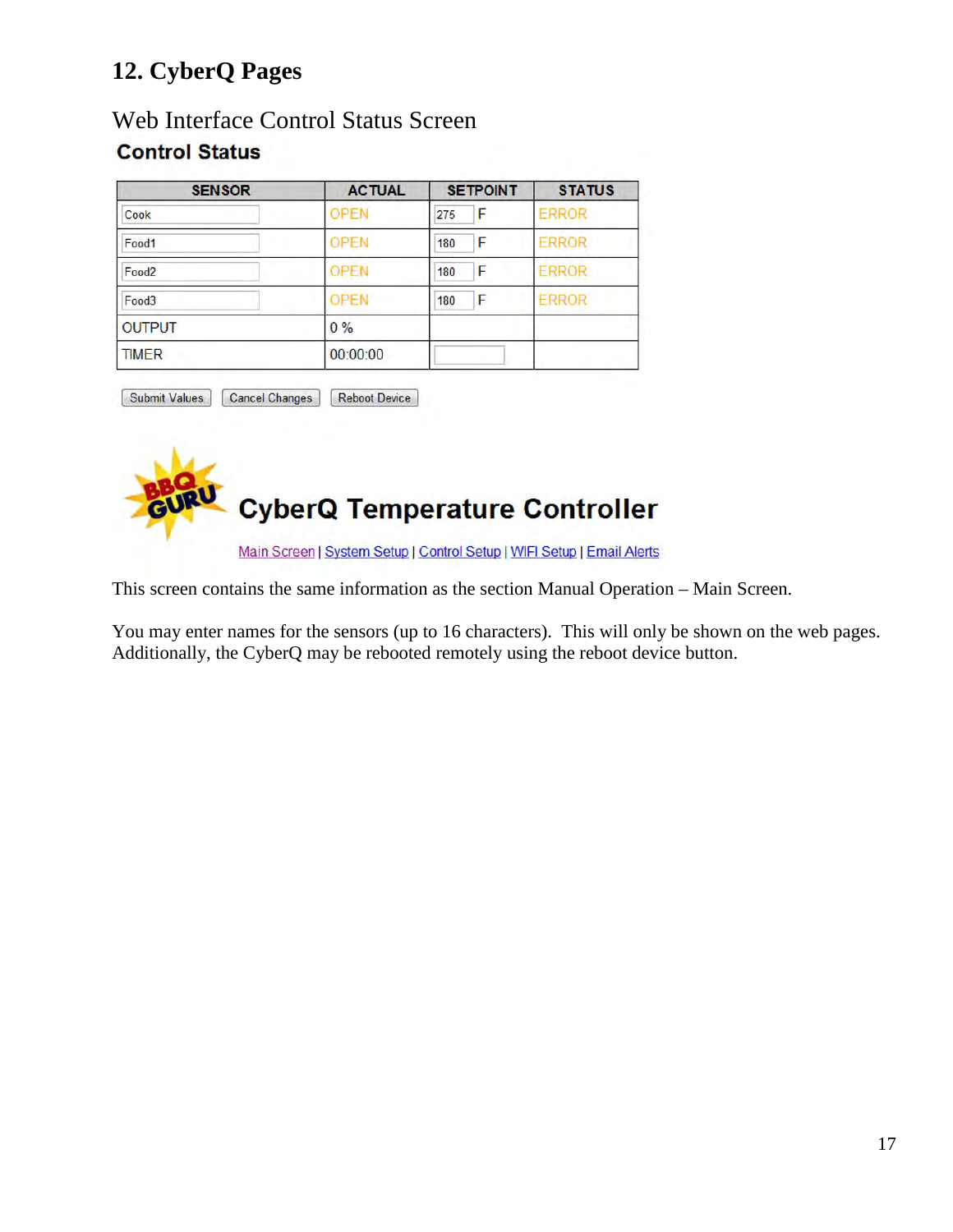# 12. CyberQ Pages

## Web Interface Control Status Screen

### Control Status

| SENSOR | ACTUAL | SETPOINT | STATUS |
|---|---|---|---|
| Cook | OPEN | 275 F | ERROR |
| Food1 | OPEN | 180 F | ERROR |
| Food2 | OPEN | 180 F | ERROR |
| Food3 | OPEN | 180 F | ERROR |
| OUTPUT | 0 % | | |
| TIMER | 00:00:00 | | |

Submit Values | Cancel Changes | Reboot Device

BBQ GURU **CyberQ Temperature Controller**

Main Screen | System Setup | Control Setup | WIFI Setup | Email Alerts

This screen contains the same information as the section Manual Operation – Main Screen.

You may enter names for the sensors (up to 16 characters). This will only be shown on the web pages. Additionally, the CyberQ may be rebooted remotely using the reboot device button.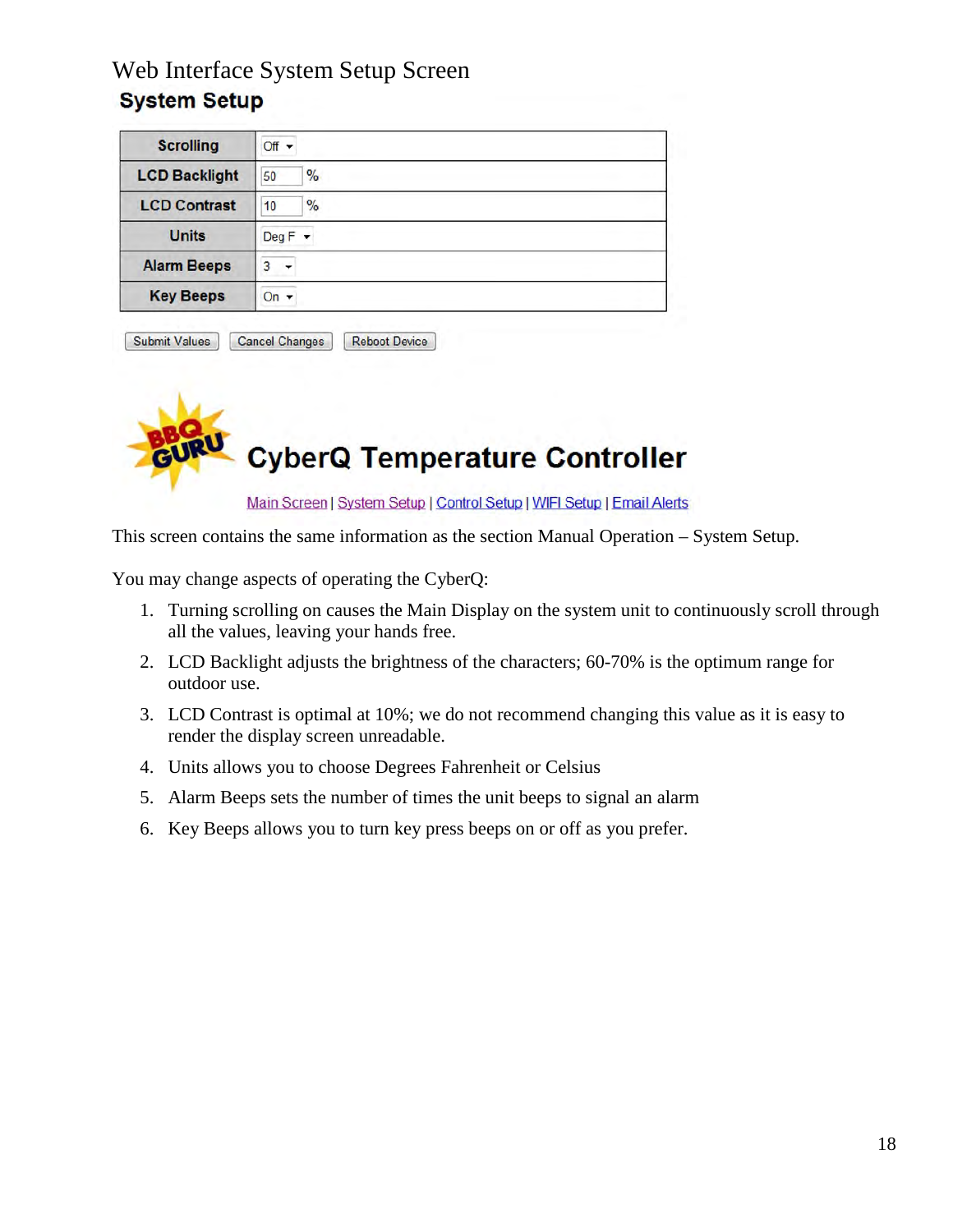# Web Interface System Setup Screen

## System Setup

| Scrolling | Off |
|---|---|
| LCD Backlight | 50 % |
| LCD Contrast | 10 % |
| Units | Deg F |
| Alarm Beeps | 3 |
| Key Beeps | On |

Submit Values | Cancel Changes | Reboot Device

**CyberQ Temperature Controller**

Main Screen | System Setup | Control Setup | WIFI Setup | Email Alerts

This screen contains the same information as the section Manual Operation – System Setup.

You may change aspects of operating the CyberQ:

1. Turning scrolling on causes the Main Display on the system unit to continuously scroll through all the values, leaving your hands free.
2. LCD Backlight adjusts the brightness of the characters; 60-70% is the optimum range for outdoor use.
3. LCD Contrast is optimal at 10%; we do not recommend changing this value as it is easy to render the display screen unreadable.
4. Units allows you to choose Degrees Fahrenheit or Celsius
5. Alarm Beeps sets the number of times the unit beeps to signal an alarm
6. Key Beeps allows you to turn key press beeps on or off as you prefer.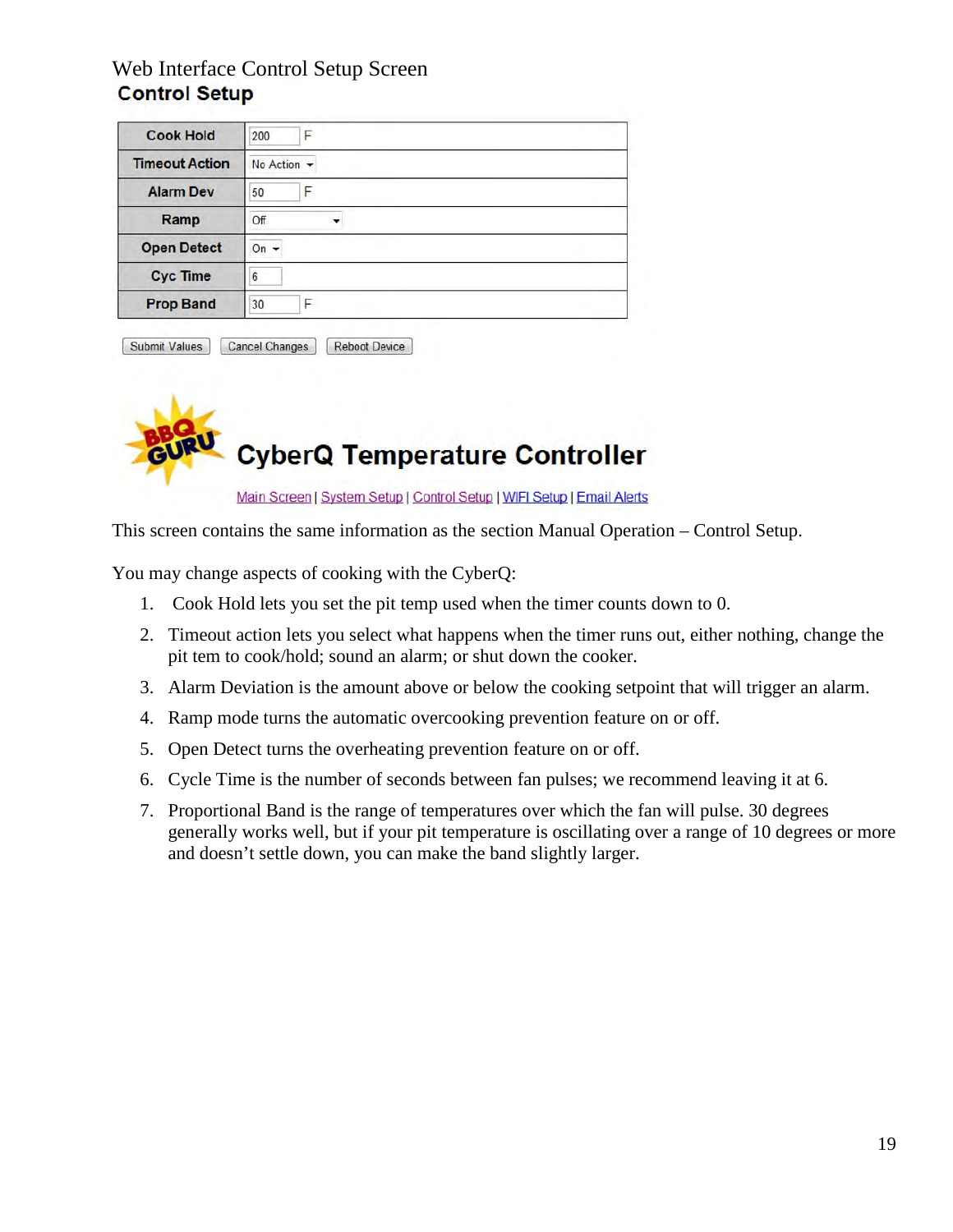Web Interface Control Setup Screen

## Control Setup

| Cook Hold | 200 F |
|---|---|
| Timeout Action | No Action |
| Alarm Dev | 50 F |
| Ramp | Off |
| Open Detect | On |
| Cyc Time | 6 |
| Prop Band | 30 F |

Submit Values | Cancel Changes | Reboot Device

BBQ GURU

## CyberQ Temperature Controller

Main Screen | System Setup | Control Setup | WIFI Setup | Email Alerts

This screen contains the same information as the section Manual Operation – Control Setup.

You may change aspects of cooking with the CyberQ:

1. Cook Hold lets you set the pit temp used when the timer counts down to 0.
2. Timeout action lets you select what happens when the timer runs out, either nothing, change the pit tem to cook/hold; sound an alarm; or shut down the cooker.
3. Alarm Deviation is the amount above or below the cooking setpoint that will trigger an alarm.
4. Ramp mode turns the automatic overcooking prevention feature on or off.
5. Open Detect turns the overheating prevention feature on or off.
6. Cycle Time is the number of seconds between fan pulses; we recommend leaving it at 6.
7. Proportional Band is the range of temperatures over which the fan will pulse. 30 degrees generally works well, but if your pit temperature is oscillating over a range of 10 degrees or more and doesn't settle down, you can make the band slightly larger.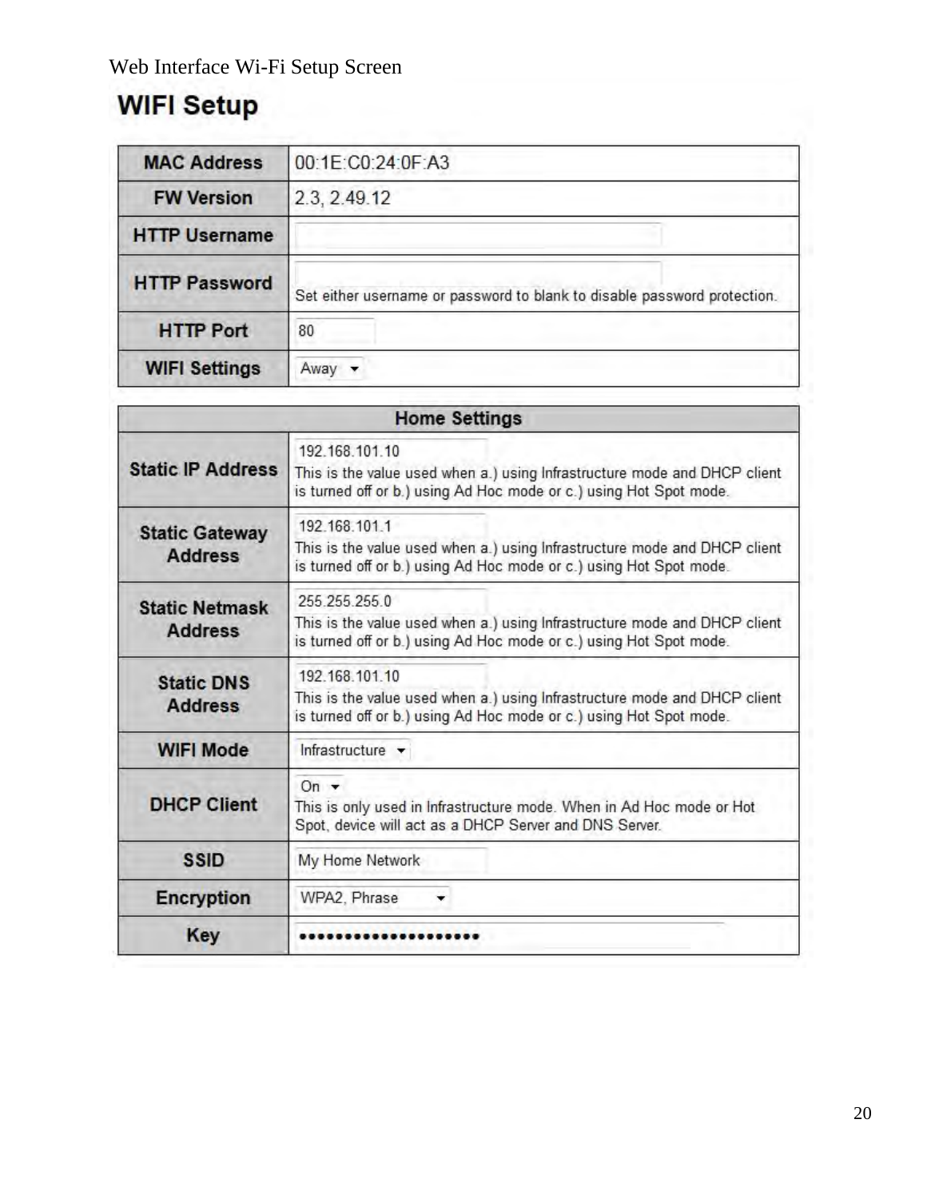Web Interface Wi-Fi Setup Screen

## WIFI Setup

| MAC Address | 00:1E:C0:24:0F:A3 |
|---|---|
| FW Version | 2.3, 2.49.12 |
| HTTP Username | |
| HTTP Password | Set either username or password to blank to disable password protection. |
| HTTP Port | 80 |
| WIFI Settings | Away |

| Home Settings | |
|---|---|
| Static IP Address | 192.168.101.10<br>This is the value used when a.) using Infrastructure mode and DHCP client is turned off or b.) using Ad Hoc mode or c.) using Hot Spot mode. |
| Static Gateway Address | 192.168.101.1<br>This is the value used when a.) using Infrastructure mode and DHCP client is turned off or b.) using Ad Hoc mode or c.) using Hot Spot mode. |
| Static Netmask Address | 255.255.255.0<br>This is the value used when a.) using Infrastructure mode and DHCP client is turned off or b.) using Ad Hoc mode or c.) using Hot Spot mode. |
| Static DNS Address | 192.168.101.10<br>This is the value used when a.) using Infrastructure mode and DHCP client is turned off or b.) using Ad Hoc mode or c.) using Hot Spot mode. |
| WIFI Mode | Infrastructure |
| DHCP Client | On<br>This is only used in Infrastructure mode. When in Ad Hoc mode or Hot Spot, device will act as a DHCP Server and DNS Server. |
| SSID | My Home Network |
| Encryption | WPA2, Phrase |
| Key | •••••••••••••••••••• |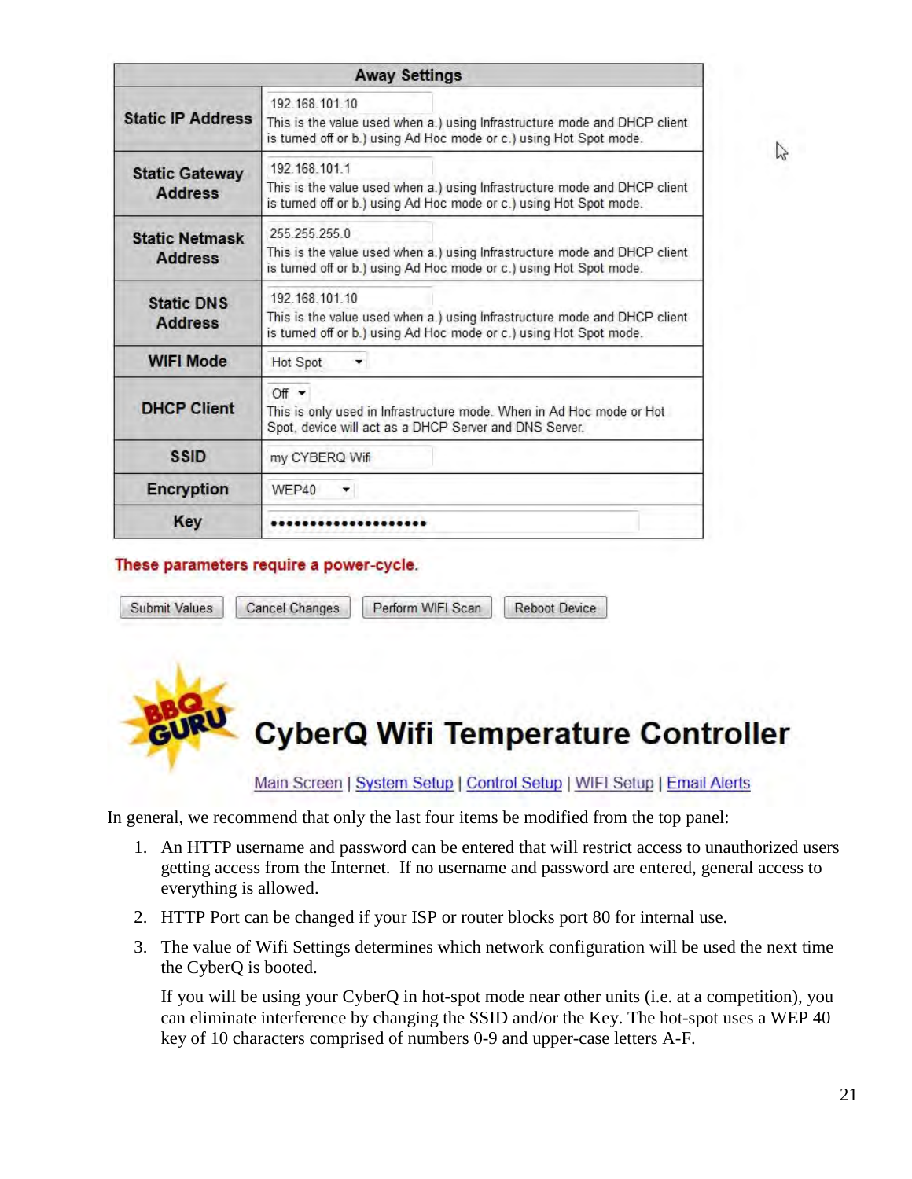| Away Settings | |
|---|---|
| **Static IP Address** | 192.168.101.10<br>This is the value used when a.) using Infrastructure mode and DHCP client is turned off or b.) using Ad Hoc mode or c.) using Hot Spot mode. |
| **Static Gateway Address** | 192.168.101.1<br>This is the value used when a.) using Infrastructure mode and DHCP client is turned off or b.) using Ad Hoc mode or c.) using Hot Spot mode. |
| **Static Netmask Address** | 255.255.255.0<br>This is the value used when a.) using Infrastructure mode and DHCP client is turned off or b.) using Ad Hoc mode or c.) using Hot Spot mode. |
| **Static DNS Address** | 192.168.101.10<br>This is the value used when a.) using Infrastructure mode and DHCP client is turned off or b.) using Ad Hoc mode or c.) using Hot Spot mode. |
| **WIFI Mode** | Hot Spot |
| **DHCP Client** | Off<br>This is only used in Infrastructure mode. When in Ad Hoc mode or Hot Spot, device will act as a DHCP Server and DNS Server. |
| **SSID** | my CYBERQ Wifi |
| **Encryption** | WEP40 |
| **Key** | •••••••••••••••••••• |

**These parameters require a power-cycle.**

Submit Values | Cancel Changes | Perform WIFI Scan | Reboot Device

**CyberQ Wifi Temperature Controller**

Main Screen | System Setup | Control Setup | WIFI Setup | Email Alerts

In general, we recommend that only the last four items be modified from the top panel:

1. An HTTP username and password can be entered that will restrict access to unauthorized users getting access from the Internet. If no username and password are entered, general access to everything is allowed.
2. HTTP Port can be changed if your ISP or router blocks port 80 for internal use.
3. The value of Wifi Settings determines which network configuration will be used the next time the CyberQ is booted.

   If you will be using your CyberQ in hot-spot mode near other units (i.e. at a competition), you can eliminate interference by changing the SSID and/or the Key. The hot-spot uses a WEP 40 key of 10 characters comprised of numbers 0-9 and upper-case letters A-F.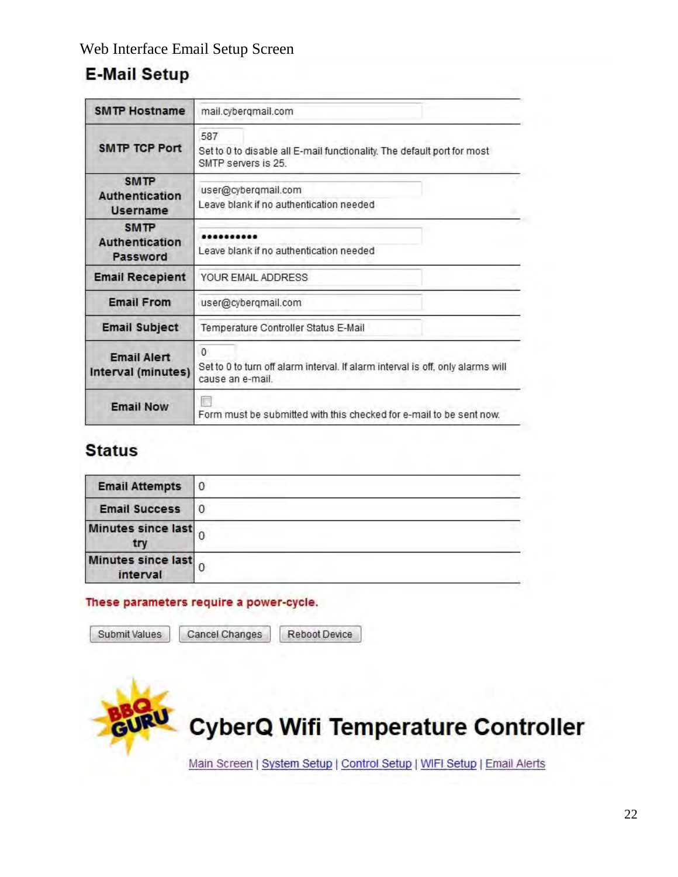Web Interface Email Setup Screen

## E-Mail Setup

| | |
|---|---|
| **SMTP Hostname** | mail.cyberqmail.com |
| **SMTP TCP Port** | 587<br>Set to 0 to disable all E-mail functionality. The default port for most SMTP servers is 25. |
| **SMTP Authentication Username** | user@cyberqmail.com<br>Leave blank if no authentication needed |
| **SMTP Authentication Password** | ●●●●●●●●●●●<br>Leave blank if no authentication needed |
| **Email Recepient** | YOUR EMAIL ADDRESS |
| **Email From** | user@cyberqmail.com |
| **Email Subject** | Temperature Controller Status E-Mail |
| **Email Alert Interval (minutes)** | 0<br>Set to 0 to turn off alarm interval. If alarm interval is off, only alarms will cause an e-mail. |
| **Email Now** | ☐<br>Form must be submitted with this checked for e-mail to be sent now. |

## Status

| | |
|---|---|
| **Email Attempts** | 0 |
| **Email Success** | 0 |
| **Minutes since last try** | 0 |
| **Minutes since last interval** | 0 |

**These parameters require a power-cycle.**

[Submit Values] [Cancel Changes] [Reboot Device]

## CyberQ Wifi Temperature Controller

Main Screen | System Setup | Control Setup | WIFI Setup | Email Alerts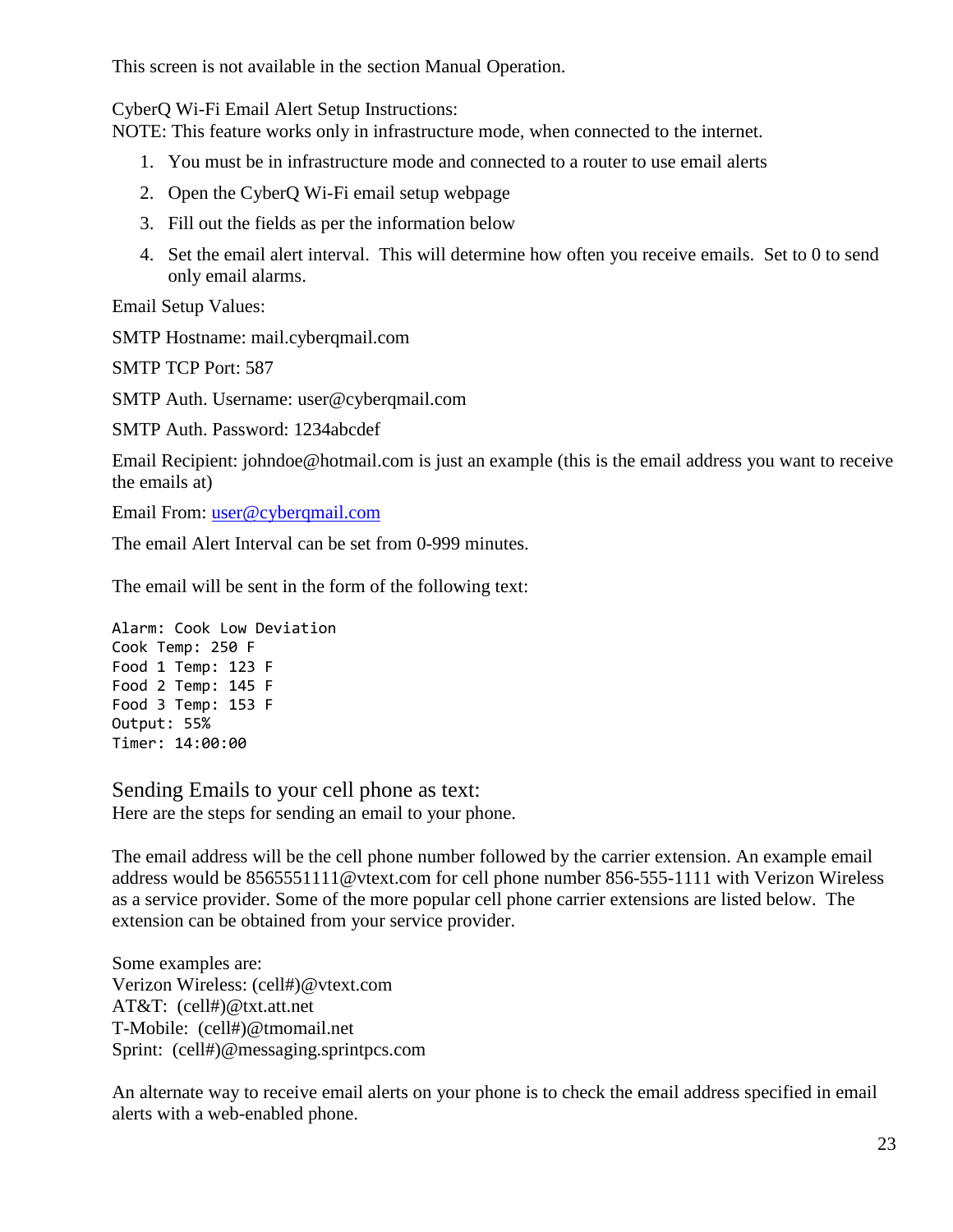This screen is not available in the section Manual Operation.

CyberQ Wi-Fi Email Alert Setup Instructions:
NOTE: This feature works only in infrastructure mode, when connected to the internet.

1. You must be in infrastructure mode and connected to a router to use email alerts
2. Open the CyberQ Wi-Fi email setup webpage
3. Fill out the fields as per the information below
4. Set the email alert interval. This will determine how often you receive emails. Set to 0 to send only email alarms.

Email Setup Values:

SMTP Hostname: mail.cyberqmail.com

SMTP TCP Port: 587

SMTP Auth. Username: user@cyberqmail.com

SMTP Auth. Password: 1234abcdef

Email Recipient: johndoe@hotmail.com is just an example (this is the email address you want to receive the emails at)

Email From: user@cyberqmail.com

The email Alert Interval can be set from 0-999 minutes.

The email will be sent in the form of the following text:

```
Alarm: Cook Low Deviation
Cook Temp: 250 F
Food 1 Temp: 123 F
Food 2 Temp: 145 F
Food 3 Temp: 153 F
Output: 55%
Timer: 14:00:00
```

## Sending Emails to your cell phone as text:

Here are the steps for sending an email to your phone.

The email address will be the cell phone number followed by the carrier extension. An example email address would be 8565551111@vtext.com for cell phone number 856-555-1111 with Verizon Wireless as a service provider. Some of the more popular cell phone carrier extensions are listed below. The extension can be obtained from your service provider.

Some examples are:
Verizon Wireless: (cell#)@vtext.com
AT&T: (cell#)@txt.att.net
T-Mobile: (cell#)@tmomail.net
Sprint: (cell#)@messaging.sprintpcs.com

An alternate way to receive email alerts on your phone is to check the email address specified in email alerts with a web-enabled phone.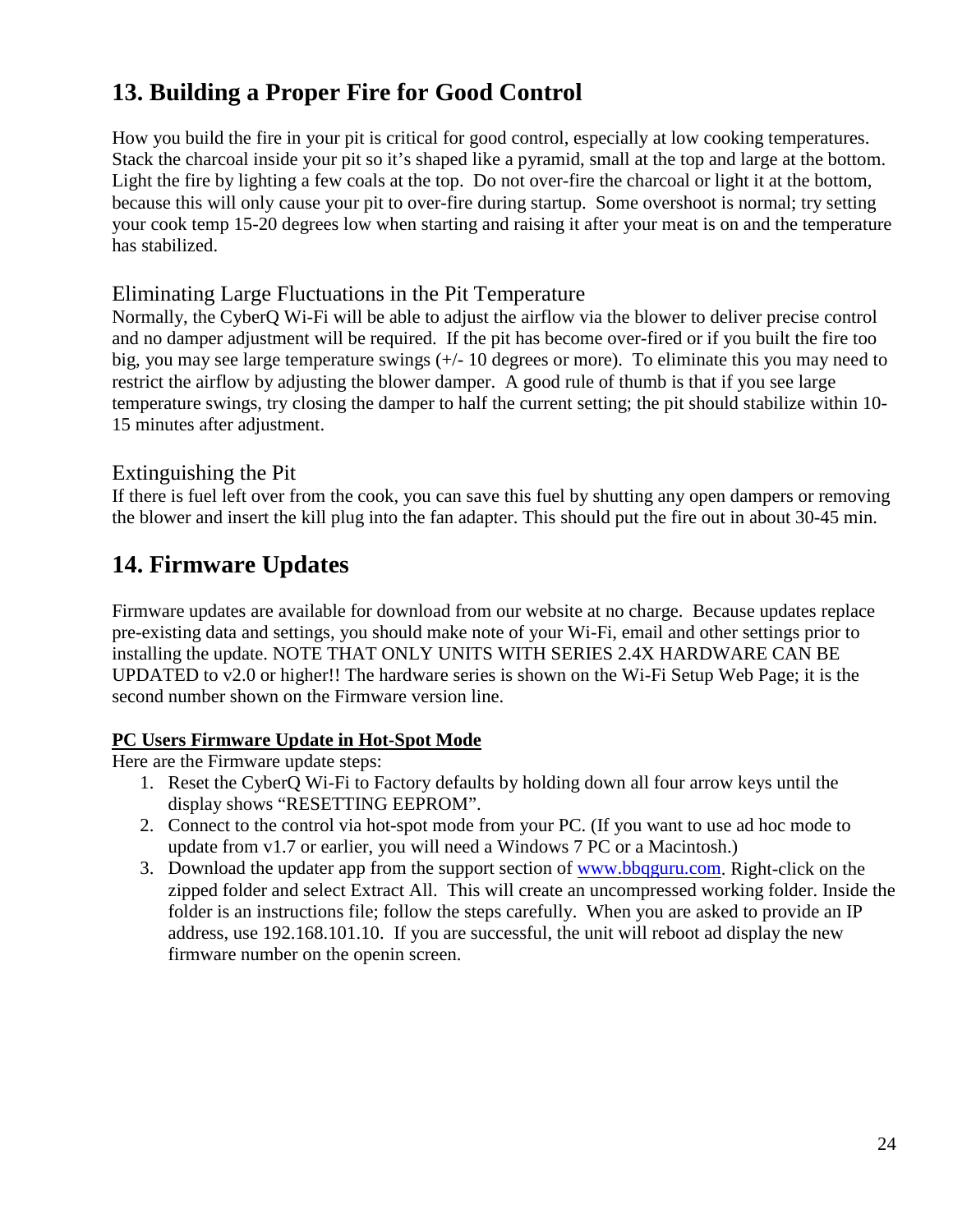## 13. Building a Proper Fire for Good Control

How you build the fire in your pit is critical for good control, especially at low cooking temperatures. Stack the charcoal inside your pit so it's shaped like a pyramid, small at the top and large at the bottom. Light the fire by lighting a few coals at the top. Do not over-fire the charcoal or light it at the bottom, because this will only cause your pit to over-fire during startup. Some overshoot is normal; try setting your cook temp 15-20 degrees low when starting and raising it after your meat is on and the temperature has stabilized.

### Eliminating Large Fluctuations in the Pit Temperature

Normally, the CyberQ Wi-Fi will be able to adjust the airflow via the blower to deliver precise control and no damper adjustment will be required. If the pit has become over-fired or if you built the fire too big, you may see large temperature swings (+/- 10 degrees or more). To eliminate this you may need to restrict the airflow by adjusting the blower damper. A good rule of thumb is that if you see large temperature swings, try closing the damper to half the current setting; the pit should stabilize within 10-15 minutes after adjustment.

### Extinguishing the Pit

If there is fuel left over from the cook, you can save this fuel by shutting any open dampers or removing the blower and insert the kill plug into the fan adapter. This should put the fire out in about 30-45 min.

## 14. Firmware Updates

Firmware updates are available for download from our website at no charge. Because updates replace pre-existing data and settings, you should make note of your Wi-Fi, email and other settings prior to installing the update. NOTE THAT ONLY UNITS WITH SERIES 2.4X HARDWARE CAN BE UPDATED to v2.0 or higher!! The hardware series is shown on the Wi-Fi Setup Web Page; it is the second number shown on the Firmware version line.

**PC Users Firmware Update in Hot-Spot Mode**

Here are the Firmware update steps:

1. Reset the CyberQ Wi-Fi to Factory defaults by holding down all four arrow keys until the display shows "RESETTING EEPROM".
2. Connect to the control via hot-spot mode from your PC. (If you want to use ad hoc mode to update from v1.7 or earlier, you will need a Windows 7 PC or a Macintosh.)
3. Download the updater app from the support section of www.bbqguru.com. Right-click on the zipped folder and select Extract All. This will create an uncompressed working folder. Inside the folder is an instructions file; follow the steps carefully. When you are asked to provide an IP address, use 192.168.101.10. If you are successful, the unit will reboot ad display the new firmware number on the openin screen.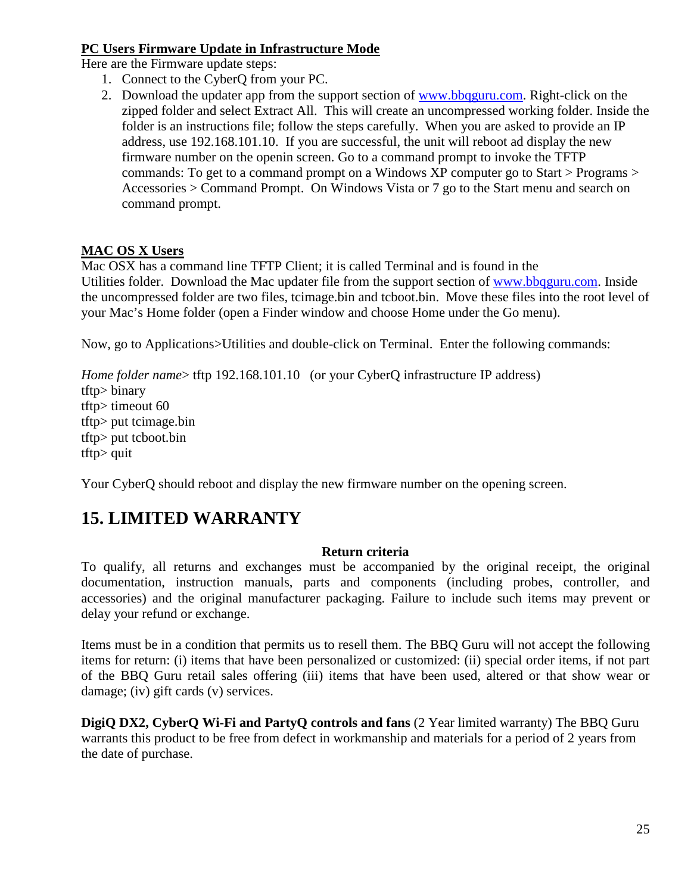**PC Users Firmware Update in Infrastructure Mode**

Here are the Firmware update steps:

1. Connect to the CyberQ from your PC.
2. Download the updater app from the support section of www.bbqguru.com. Right-click on the zipped folder and select Extract All. This will create an uncompressed working folder. Inside the folder is an instructions file; follow the steps carefully. When you are asked to provide an IP address, use 192.168.101.10. If you are successful, the unit will reboot ad display the new firmware number on the openin screen. Go to a command prompt to invoke the TFTP commands: To get to a command prompt on a Windows XP computer go to Start > Programs > Accessories > Command Prompt. On Windows Vista or 7 go to the Start menu and search on command prompt.

**MAC OS X Users**

Mac OSX has a command line TFTP Client; it is called Terminal and is found in the Utilities folder. Download the Mac updater file from the support section of www.bbqguru.com. Inside the uncompressed folder are two files, tcimage.bin and tcboot.bin. Move these files into the root level of your Mac's Home folder (open a Finder window and choose Home under the Go menu).

Now, go to Applications>Utilities and double-click on Terminal. Enter the following commands:

*Home folder name*> tftp 192.168.101.10 (or your CyberQ infrastructure IP address)
tftp> binary
tftp> timeout 60
tftp> put tcimage.bin
tftp> put tcboot.bin
tftp> quit

Your CyberQ should reboot and display the new firmware number on the opening screen.

# 15. LIMITED WARRANTY

**Return criteria**

To qualify, all returns and exchanges must be accompanied by the original receipt, the original documentation, instruction manuals, parts and components (including probes, controller, and accessories) and the original manufacturer packaging. Failure to include such items may prevent or delay your refund or exchange.

Items must be in a condition that permits us to resell them. The BBQ Guru will not accept the following items for return: (i) items that have been personalized or customized: (ii) special order items, if not part of the BBQ Guru retail sales offering (iii) items that have been used, altered or that show wear or damage; (iv) gift cards (v) services.

**DigiQ DX2, CyberQ Wi-Fi and PartyQ controls and fans** (2 Year limited warranty) The BBQ Guru warrants this product to be free from defect in workmanship and materials for a period of 2 years from the date of purchase.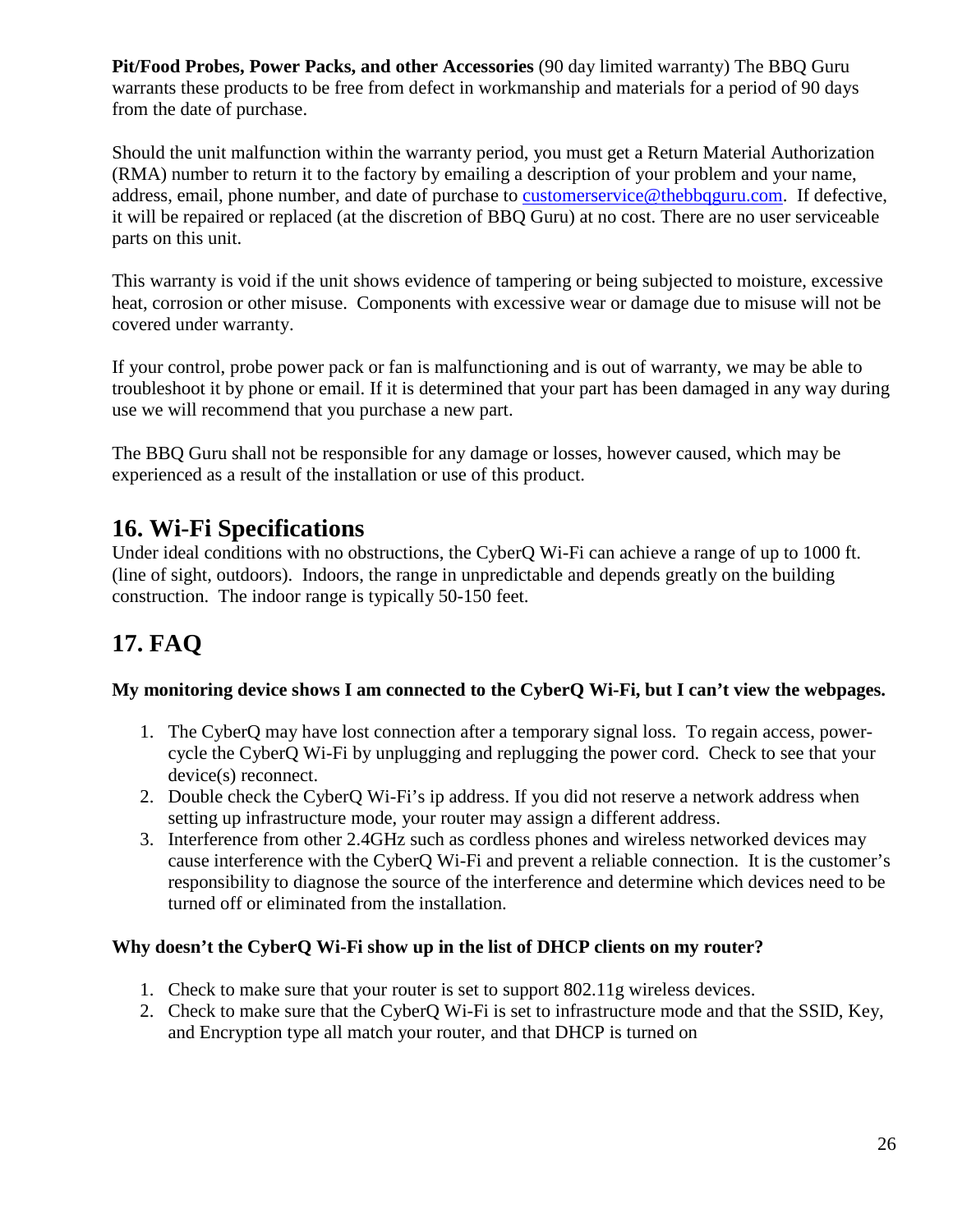**Pit/Food Probes, Power Packs, and other Accessories** (90 day limited warranty) The BBQ Guru warrants these products to be free from defect in workmanship and materials for a period of 90 days from the date of purchase.

Should the unit malfunction within the warranty period, you must get a Return Material Authorization (RMA) number to return it to the factory by emailing a description of your problem and your name, address, email, phone number, and date of purchase to customerservice@thebbqguru.com. If defective, it will be repaired or replaced (at the discretion of BBQ Guru) at no cost. There are no user serviceable parts on this unit.

This warranty is void if the unit shows evidence of tampering or being subjected to moisture, excessive heat, corrosion or other misuse. Components with excessive wear or damage due to misuse will not be covered under warranty.

If your control, probe power pack or fan is malfunctioning and is out of warranty, we may be able to troubleshoot it by phone or email. If it is determined that your part has been damaged in any way during use we will recommend that you purchase a new part.

The BBQ Guru shall not be responsible for any damage or losses, however caused, which may be experienced as a result of the installation or use of this product.

## 16. Wi-Fi Specifications

Under ideal conditions with no obstructions, the CyberQ Wi-Fi can achieve a range of up to 1000 ft. (line of sight, outdoors). Indoors, the range in unpredictable and depends greatly on the building construction. The indoor range is typically 50-150 feet.

## 17. FAQ

**My monitoring device shows I am connected to the CyberQ Wi-Fi, but I can't view the webpages.**

1. The CyberQ may have lost connection after a temporary signal loss. To regain access, power-cycle the CyberQ Wi-Fi by unplugging and replugging the power cord. Check to see that your device(s) reconnect.
2. Double check the CyberQ Wi-Fi's ip address. If you did not reserve a network address when setting up infrastructure mode, your router may assign a different address.
3. Interference from other 2.4GHz such as cordless phones and wireless networked devices may cause interference with the CyberQ Wi-Fi and prevent a reliable connection. It is the customer's responsibility to diagnose the source of the interference and determine which devices need to be turned off or eliminated from the installation.

**Why doesn't the CyberQ Wi-Fi show up in the list of DHCP clients on my router?**

1. Check to make sure that your router is set to support 802.11g wireless devices.
2. Check to make sure that the CyberQ Wi-Fi is set to infrastructure mode and that the SSID, Key, and Encryption type all match your router, and that DHCP is turned on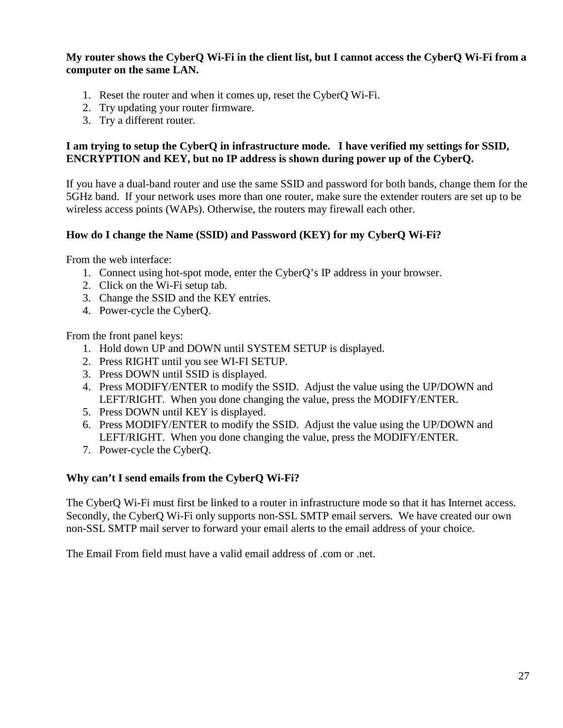**My router shows the CyberQ Wi-Fi in the client list, but I cannot access the CyberQ Wi-Fi from a computer on the same LAN.**

1. Reset the router and when it comes up, reset the CyberQ Wi-Fi.
2. Try updating your router firmware.
3. Try a different router.

**I am trying to setup the CyberQ in infrastructure mode. I have verified my settings for SSID, ENCRYPTION and KEY, but no IP address is shown during power up of the CyberQ.**

If you have a dual-band router and use the same SSID and password for both bands, change them for the 5GHz band. If your network uses more than one router, make sure the extender routers are set up to be wireless access points (WAPs). Otherwise, the routers may firewall each other.

**How do I change the Name (SSID) and Password (KEY) for my CyberQ Wi-Fi?**

From the web interface:

1. Connect using hot-spot mode, enter the CyberQ's IP address in your browser.
2. Click on the Wi-Fi setup tab.
3. Change the SSID and the KEY entries.
4. Power-cycle the CyberQ.

From the front panel keys:

1. Hold down UP and DOWN until SYSTEM SETUP is displayed.
2. Press RIGHT until you see WI-FI SETUP.
3. Press DOWN until SSID is displayed.
4. Press MODIFY/ENTER to modify the SSID. Adjust the value using the UP/DOWN and LEFT/RIGHT. When you done changing the value, press the MODIFY/ENTER.
5. Press DOWN until KEY is displayed.
6. Press MODIFY/ENTER to modify the SSID. Adjust the value using the UP/DOWN and LEFT/RIGHT. When you done changing the value, press the MODIFY/ENTER.
7. Power-cycle the CyberQ.

**Why can't I send emails from the CyberQ Wi-Fi?**

The CyberQ Wi-Fi must first be linked to a router in infrastructure mode so that it has Internet access. Secondly, the CyberQ Wi-Fi only supports non-SSL SMTP email servers. We have created our own non-SSL SMTP mail server to forward your email alerts to the email address of your choice.

The Email From field must have a valid email address of .com or .net.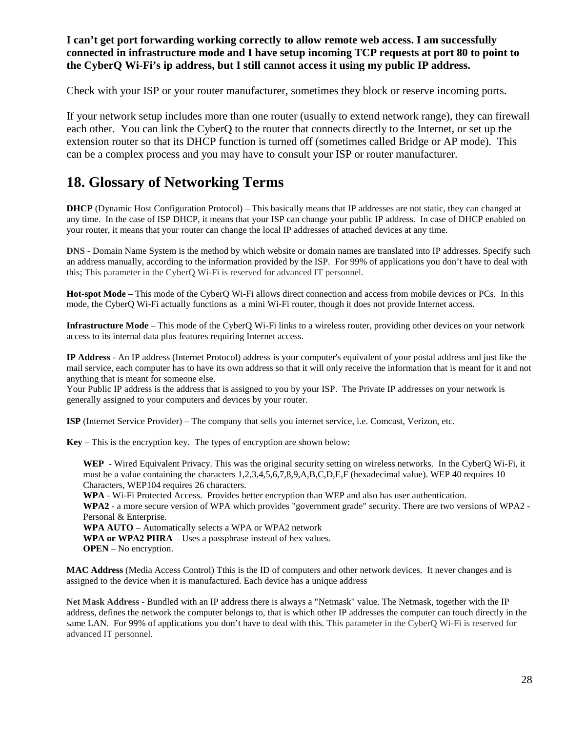**I can’t get port forwarding working correctly to allow remote web access. I am successfully connected in infrastructure mode and I have setup incoming TCP requests at port 80 to point to the CyberQ Wi-Fi’s ip address, but I still cannot access it using my public IP address.**

Check with your ISP or your router manufacturer, sometimes they block or reserve incoming ports.

If your network setup includes more than one router (usually to extend network range), they can firewall each other. You can link the CyberQ to the router that connects directly to the Internet, or set up the extension router so that its DHCP function is turned off (sometimes called Bridge or AP mode). This can be a complex process and you may have to consult your ISP or router manufacturer.

# 18. Glossary of Networking Terms

**DHCP** (Dynamic Host Configuration Protocol) – This basically means that IP addresses are not static, they can changed at any time. In the case of ISP DHCP, it means that your ISP can change your public IP address. In case of DHCP enabled on your router, it means that your router can change the local IP addresses of attached devices at any time.

**DNS** - Domain Name System is the method by which website or domain names are translated into IP addresses. Specify such an address manually, according to the information provided by the ISP. For 99% of applications you don’t have to deal with this; This parameter in the CyberQ Wi-Fi is reserved for advanced IT personnel.

**Hot-spot Mode** – This mode of the CyberQ Wi-Fi allows direct connection and access from mobile devices or PCs. In this mode, the CyberQ Wi-Fi actually functions as a mini Wi-Fi router, though it does not provide Internet access.

**Infrastructure Mode** – This mode of the CyberQ Wi-Fi links to a wireless router, providing other devices on your network access to its internal data plus features requiring Internet access.

**IP Address** - An IP address (Internet Protocol) address is your computer's equivalent of your postal address and just like the mail service, each computer has to have its own address so that it will only receive the information that is meant for it and not anything that is meant for someone else.
Your Public IP address is the address that is assigned to you by your ISP. The Private IP addresses on your network is generally assigned to your computers and devices by your router.

**ISP** (Internet Service Provider) – The company that sells you internet service, i.e. Comcast, Verizon, etc.

**Key** – This is the encryption key. The types of encryption are shown below:

> **WEP** - Wired Equivalent Privacy. This was the original security setting on wireless networks. In the CyberQ Wi-Fi, it must be a value containing the characters 1,2,3,4,5,6,7,8,9,A,B,C,D,E,F (hexadecimal value). WEP 40 requires 10 Characters, WEP104 requires 26 characters.
> **WPA** - Wi-Fi Protected Access. Provides better encryption than WEP and also has user authentication.
> **WPA2** - a more secure version of WPA which provides "government grade" security. There are two versions of WPA2 - Personal & Enterprise.
> **WPA AUTO** – Automatically selects a WPA or WPA2 network
> **WPA or WPA2 PHRA** – Uses a passphrase instead of hex values.
> **OPEN** – No encryption.

**MAC Address** (Media Access Control) Tthis is the ID of computers and other network devices. It never changes and is assigned to the device when it is manufactured. Each device has a unique address

**Net Mask Address** - Bundled with an IP address there is always a "Netmask" value. The Netmask, together with the IP address, defines the network the computer belongs to, that is which other IP addresses the computer can touch directly in the same LAN. For 99% of applications you don’t have to deal with this. This parameter in the CyberQ Wi-Fi is reserved for advanced IT personnel.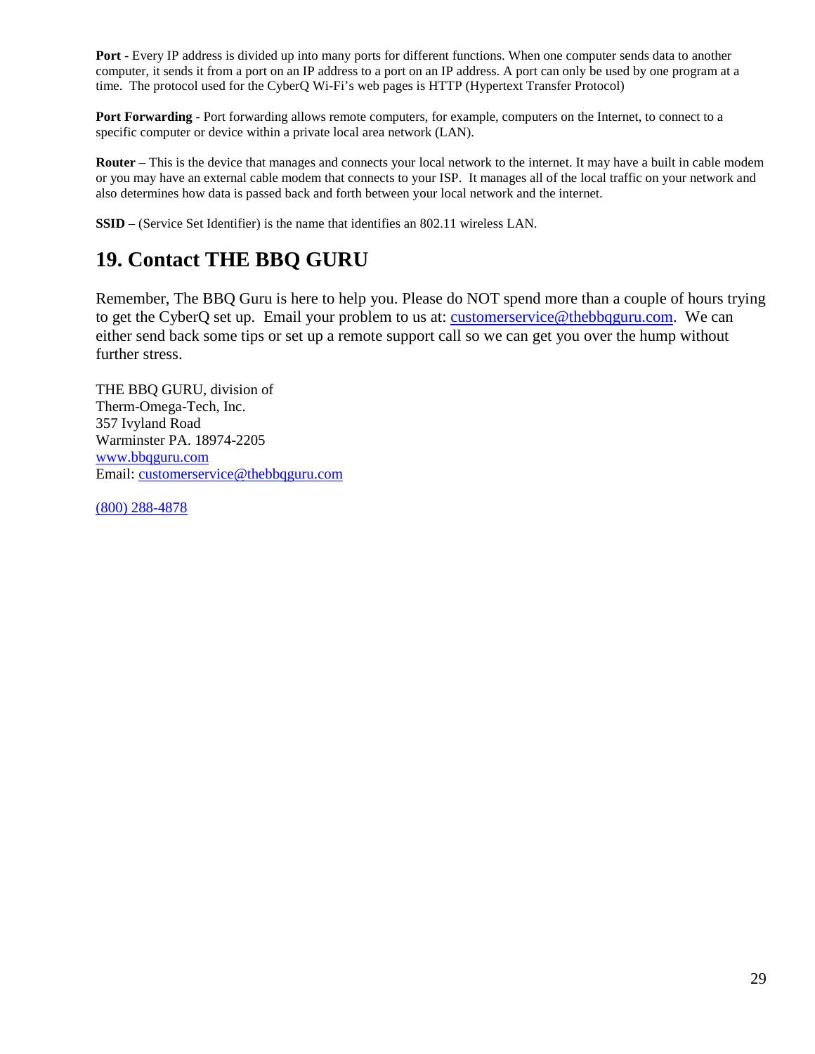**Port** - Every IP address is divided up into many ports for different functions. When one computer sends data to another computer, it sends it from a port on an IP address to a port on an IP address. A port can only be used by one program at a time. The protocol used for the CyberQ Wi-Fi's web pages is HTTP (Hypertext Transfer Protocol)

**Port Forwarding** - Port forwarding allows remote computers, for example, computers on the Internet, to connect to a specific computer or device within a private local area network (LAN).

**Router** – This is the device that manages and connects your local network to the internet. It may have a built in cable modem or you may have an external cable modem that connects to your ISP. It manages all of the local traffic on your network and also determines how data is passed back and forth between your local network and the internet.

**SSID** – (Service Set Identifier) is the name that identifies an 802.11 wireless LAN.

# 19. Contact THE BBQ GURU

Remember, The BBQ Guru is here to help you. Please do NOT spend more than a couple of hours trying to get the CyberQ set up. Email your problem to us at: customerservice@thebbqguru.com. We can either send back some tips or set up a remote support call so we can get you over the hump without further stress.

THE BBQ GURU, division of
Therm-Omega-Tech, Inc.
357 Ivyland Road
Warminster PA. 18974-2205
www.bbqguru.com
Email: customerservice@thebbqguru.com

(800) 288-4878